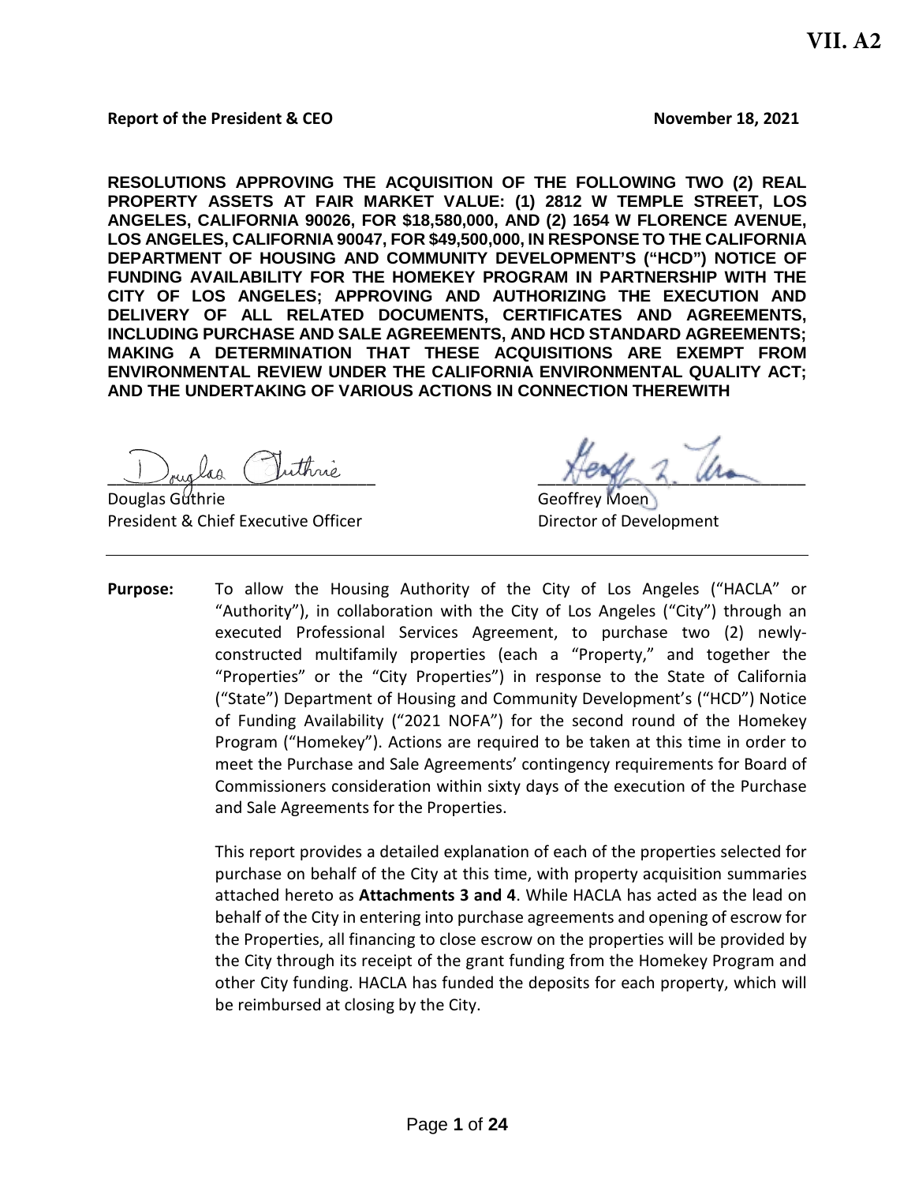**VII. A2**

**Report of the President & CEO** **November 18, 2021**

**RESOLUTIONS APPROVING THE ACQUISITION OF THE FOLLOWING TWO (2) REAL PROPERTY ASSETS AT FAIR MARKET VALUE: (1) 2812 W TEMPLE STREET, LOS ANGELES, CALIFORNIA 90026, FOR $18,580,000, AND (2) 1654 W FLORENCE AVENUE, LOS ANGELES, CALIFORNIA 90047, FOR $49,500,000, IN RESPONSE TO THE CALIFORNIA DEPARTMENT OF HOUSING AND COMMUNITY DEVELOPMENT'S ("HCD") NOTICE OF FUNDING AVAILABILITY FOR THE HOMEKEY PROGRAM IN PARTNERSHIP WITH THE CITY OF LOS ANGELES; APPROVING AND AUTHORIZING THE EXECUTION AND DELIVERY OF ALL RELATED DOCUMENTS, CERTIFICATES AND AGREEMENTS, INCLUDING PURCHASE AND SALE AGREEMENTS, AND HCD STANDARD AGREEMENTS; MAKING A DETERMINATION THAT THESE ACQUISITIONS ARE EXEMPT FROM ENVIRONMENTAL REVIEW UNDER THE CALIFORNIA ENVIRONMENTAL QUALITY ACT; AND THE UNDERTAKING OF VARIOUS ACTIONS IN CONNECTION THEREWITH**

Douglas Guthrie
President & Chief Executive Officer

Geoffrey Moen
Director of Development

---

**Purpose:** To allow the Housing Authority of the City of Los Angeles ("HACLA" or "Authority"), in collaboration with the City of Los Angeles ("City") through an executed Professional Services Agreement, to purchase two (2) newly-constructed multifamily properties (each a "Property," and together the "Properties" or the "City Properties") in response to the State of California ("State") Department of Housing and Community Development's ("HCD") Notice of Funding Availability ("2021 NOFA") for the second round of the Homekey Program ("Homekey"). Actions are required to be taken at this time in order to meet the Purchase and Sale Agreements' contingency requirements for Board of Commissioners consideration within sixty days of the execution of the Purchase and Sale Agreements for the Properties.

This report provides a detailed explanation of each of the properties selected for purchase on behalf of the City at this time, with property acquisition summaries attached hereto as **Attachments 3 and 4**. While HACLA has acted as the lead on behalf of the City in entering into purchase agreements and opening of escrow for the Properties, all financing to close escrow on the properties will be provided by the City through its receipt of the grant funding from the Homekey Program and other City funding. HACLA has funded the deposits for each property, which will be reimbursed at closing by the City.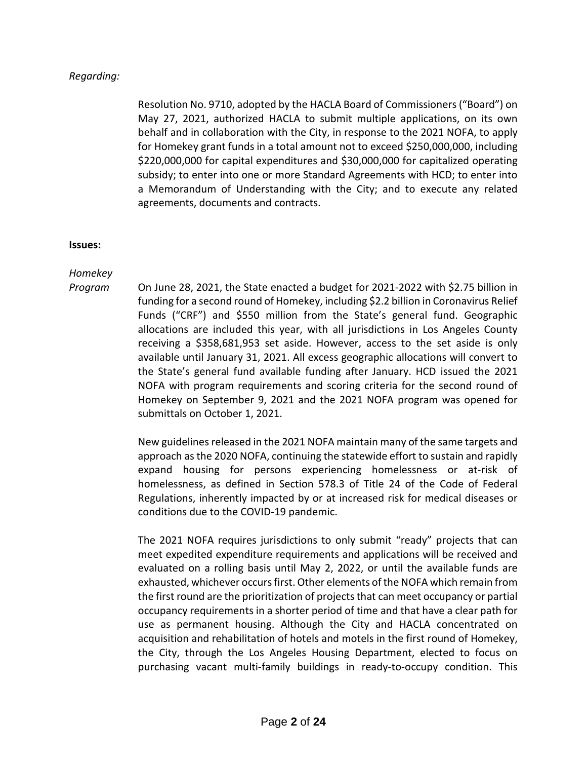*Regarding:*

Resolution No. 9710, adopted by the HACLA Board of Commissioners ("Board") on May 27, 2021, authorized HACLA to submit multiple applications, on its own behalf and in collaboration with the City, in response to the 2021 NOFA, to apply for Homekey grant funds in a total amount not to exceed \$250,000,000, including \$220,000,000 for capital expenditures and \$30,000,000 for capitalized operating subsidy; to enter into one or more Standard Agreements with HCD; to enter into a Memorandum of Understanding with the City; and to execute any related agreements, documents and contracts.

**Issues:**

*Homekey Program*

On June 28, 2021, the State enacted a budget for 2021-2022 with \$2.75 billion in funding for a second round of Homekey, including \$2.2 billion in Coronavirus Relief Funds ("CRF") and \$550 million from the State's general fund. Geographic allocations are included this year, with all jurisdictions in Los Angeles County receiving a \$358,681,953 set aside. However, access to the set aside is only available until January 31, 2021. All excess geographic allocations will convert to the State's general fund available funding after January. HCD issued the 2021 NOFA with program requirements and scoring criteria for the second round of Homekey on September 9, 2021 and the 2021 NOFA program was opened for submittals on October 1, 2021.

New guidelines released in the 2021 NOFA maintain many of the same targets and approach as the 2020 NOFA, continuing the statewide effort to sustain and rapidly expand housing for persons experiencing homelessness or at-risk of homelessness, as defined in Section 578.3 of Title 24 of the Code of Federal Regulations, inherently impacted by or at increased risk for medical diseases or conditions due to the COVID-19 pandemic.

The 2021 NOFA requires jurisdictions to only submit "ready" projects that can meet expedited expenditure requirements and applications will be received and evaluated on a rolling basis until May 2, 2022, or until the available funds are exhausted, whichever occurs first. Other elements of the NOFA which remain from the first round are the prioritization of projects that can meet occupancy or partial occupancy requirements in a shorter period of time and that have a clear path for use as permanent housing. Although the City and HACLA concentrated on acquisition and rehabilitation of hotels and motels in the first round of Homekey, the City, through the Los Angeles Housing Department, elected to focus on purchasing vacant multi-family buildings in ready-to-occupy condition. This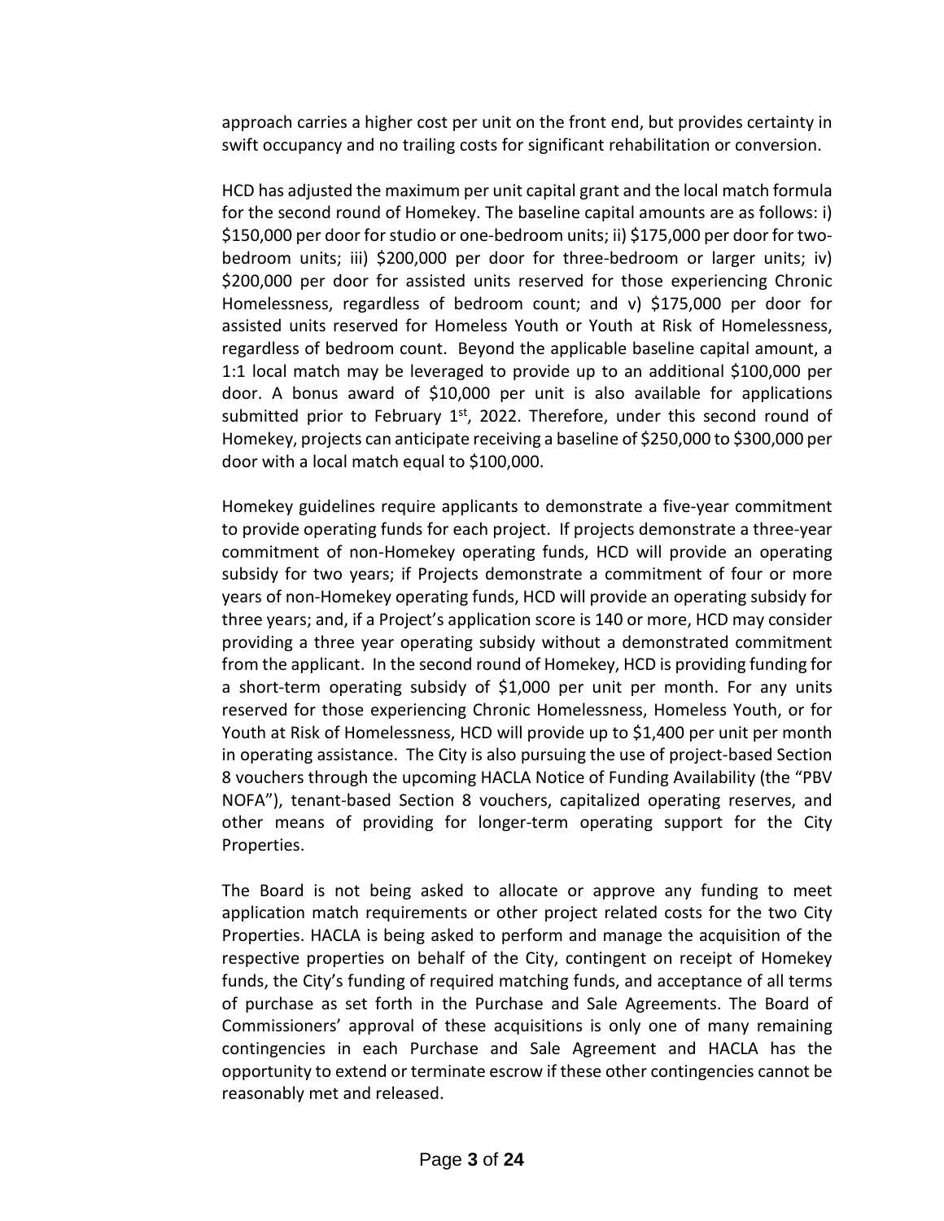approach carries a higher cost per unit on the front end, but provides certainty in swift occupancy and no trailing costs for significant rehabilitation or conversion.

HCD has adjusted the maximum per unit capital grant and the local match formula for the second round of Homekey. The baseline capital amounts are as follows: i) \$150,000 per door for studio or one-bedroom units; ii) \$175,000 per door for two-bedroom units; iii) \$200,000 per door for three-bedroom or larger units; iv) \$200,000 per door for assisted units reserved for those experiencing Chronic Homelessness, regardless of bedroom count; and v) \$175,000 per door for assisted units reserved for Homeless Youth or Youth at Risk of Homelessness, regardless of bedroom count. Beyond the applicable baseline capital amount, a 1:1 local match may be leveraged to provide up to an additional \$100,000 per door. A bonus award of \$10,000 per unit is also available for applications submitted prior to February 1st, 2022. Therefore, under this second round of Homekey, projects can anticipate receiving a baseline of \$250,000 to \$300,000 per door with a local match equal to \$100,000.

Homekey guidelines require applicants to demonstrate a five-year commitment to provide operating funds for each project. If projects demonstrate a three-year commitment of non-Homekey operating funds, HCD will provide an operating subsidy for two years; if Projects demonstrate a commitment of four or more years of non-Homekey operating funds, HCD will provide an operating subsidy for three years; and, if a Project's application score is 140 or more, HCD may consider providing a three year operating subsidy without a demonstrated commitment from the applicant. In the second round of Homekey, HCD is providing funding for a short-term operating subsidy of \$1,000 per unit per month. For any units reserved for those experiencing Chronic Homelessness, Homeless Youth, or for Youth at Risk of Homelessness, HCD will provide up to \$1,400 per unit per month in operating assistance. The City is also pursuing the use of project-based Section 8 vouchers through the upcoming HACLA Notice of Funding Availability (the "PBV NOFA"), tenant-based Section 8 vouchers, capitalized operating reserves, and other means of providing for longer-term operating support for the City Properties.

The Board is not being asked to allocate or approve any funding to meet application match requirements or other project related costs for the two City Properties. HACLA is being asked to perform and manage the acquisition of the respective properties on behalf of the City, contingent on receipt of Homekey funds, the City's funding of required matching funds, and acceptance of all terms of purchase as set forth in the Purchase and Sale Agreements. The Board of Commissioners' approval of these acquisitions is only one of many remaining contingencies in each Purchase and Sale Agreement and HACLA has the opportunity to extend or terminate escrow if these other contingencies cannot be reasonably met and released.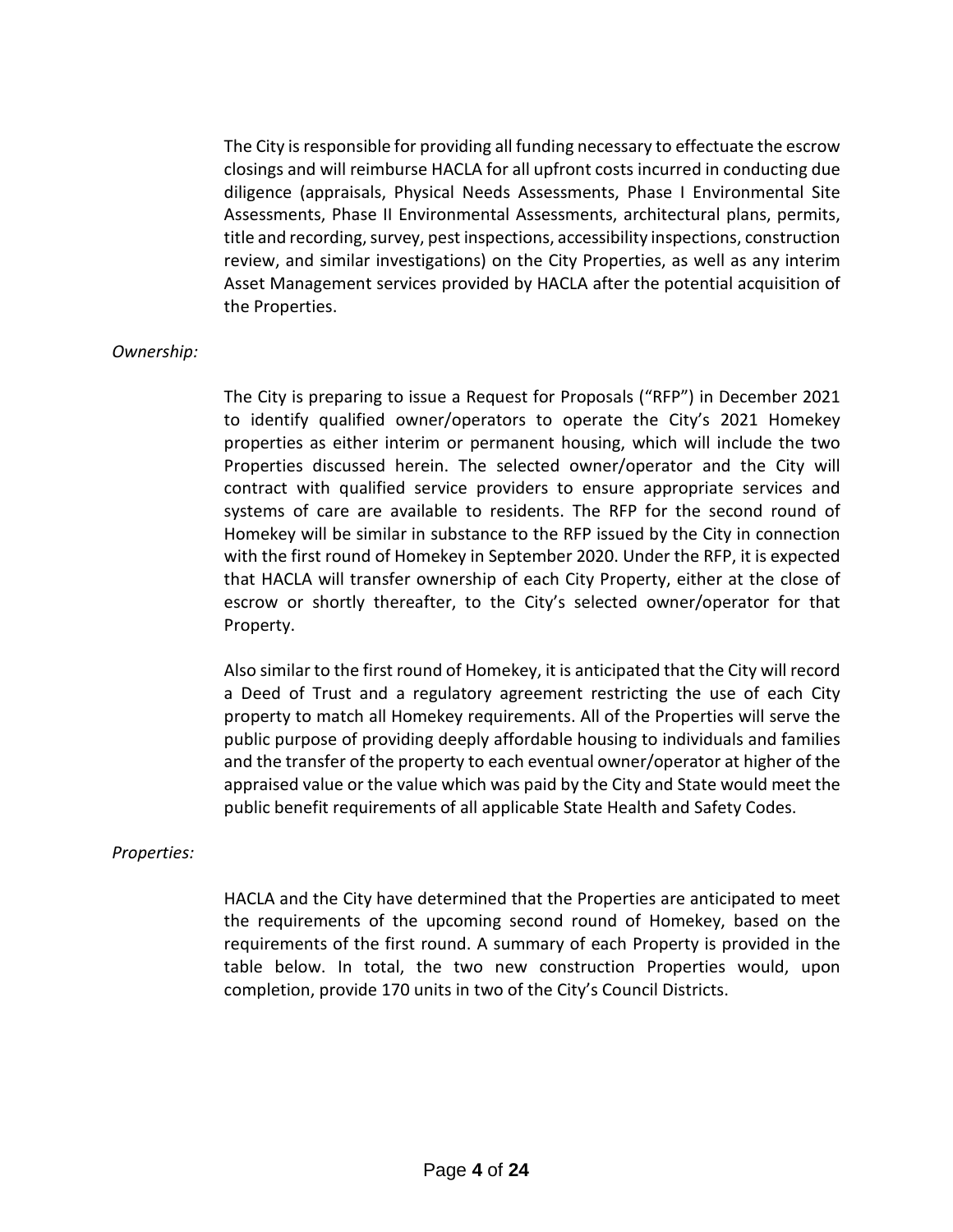The City is responsible for providing all funding necessary to effectuate the escrow closings and will reimburse HACLA for all upfront costs incurred in conducting due diligence (appraisals, Physical Needs Assessments, Phase I Environmental Site Assessments, Phase II Environmental Assessments, architectural plans, permits, title and recording, survey, pest inspections, accessibility inspections, construction review, and similar investigations) on the City Properties, as well as any interim Asset Management services provided by HACLA after the potential acquisition of the Properties.

*Ownership:*

The City is preparing to issue a Request for Proposals ("RFP") in December 2021 to identify qualified owner/operators to operate the City's 2021 Homekey properties as either interim or permanent housing, which will include the two Properties discussed herein. The selected owner/operator and the City will contract with qualified service providers to ensure appropriate services and systems of care are available to residents. The RFP for the second round of Homekey will be similar in substance to the RFP issued by the City in connection with the first round of Homekey in September 2020. Under the RFP, it is expected that HACLA will transfer ownership of each City Property, either at the close of escrow or shortly thereafter, to the City's selected owner/operator for that Property.

Also similar to the first round of Homekey, it is anticipated that the City will record a Deed of Trust and a regulatory agreement restricting the use of each City property to match all Homekey requirements. All of the Properties will serve the public purpose of providing deeply affordable housing to individuals and families and the transfer of the property to each eventual owner/operator at higher of the appraised value or the value which was paid by the City and State would meet the public benefit requirements of all applicable State Health and Safety Codes.

*Properties:*

HACLA and the City have determined that the Properties are anticipated to meet the requirements of the upcoming second round of Homekey, based on the requirements of the first round. A summary of each Property is provided in the table below. In total, the two new construction Properties would, upon completion, provide 170 units in two of the City's Council Districts.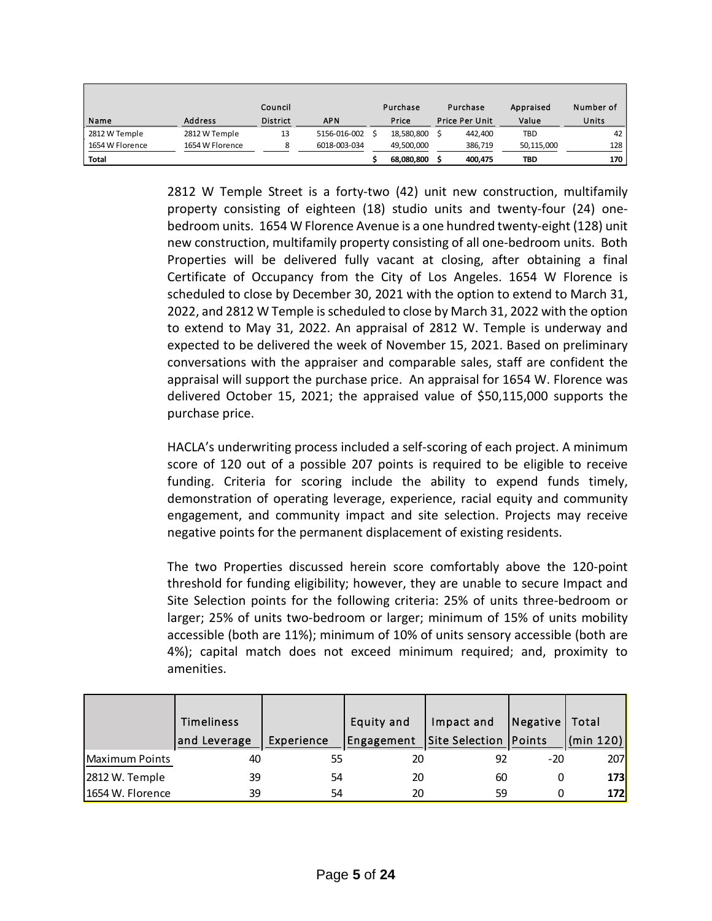| Name | Address | Council District | APN | Purchase Price | Purchase Price Per Unit | Appraised Value | Number of Units |
|---|---|---|---|---|---|---|---|
| 2812 W Temple | 2812 W Temple | 13 | 5156-016-002 | $ 18,580,800 | $ 442,400 | TBD | 42 |
| 1654 W Florence | 1654 W Florence | 8 | 6018-003-034 | 49,500,000 | 386,719 | 50,115,000 | 128 |
| **Total** | | | | **$ 68,080,800** | **$ 400,475** | **TBD** | **170** |

2812 W Temple Street is a forty-two (42) unit new construction, multifamily property consisting of eighteen (18) studio units and twenty-four (24) one-bedroom units. 1654 W Florence Avenue is a one hundred twenty-eight (128) unit new construction, multifamily property consisting of all one-bedroom units. Both Properties will be delivered fully vacant at closing, after obtaining a final Certificate of Occupancy from the City of Los Angeles. 1654 W Florence is scheduled to close by December 30, 2021 with the option to extend to March 31, 2022, and 2812 W Temple is scheduled to close by March 31, 2022 with the option to extend to May 31, 2022. An appraisal of 2812 W. Temple is underway and expected to be delivered the week of November 15, 2021. Based on preliminary conversations with the appraiser and comparable sales, staff are confident the appraisal will support the purchase price. An appraisal for 1654 W. Florence was delivered October 15, 2021; the appraised value of $50,115,000 supports the purchase price.

HACLA's underwriting process included a self-scoring of each project. A minimum score of 120 out of a possible 207 points is required to be eligible to receive funding. Criteria for scoring include the ability to expend funds timely, demonstration of operating leverage, experience, racial equity and community engagement, and community impact and site selection. Projects may receive negative points for the permanent displacement of existing residents.

The two Properties discussed herein score comfortably above the 120-point threshold for funding eligibility; however, they are unable to secure Impact and Site Selection points for the following criteria: 25% of units three-bedroom or larger; 25% of units two-bedroom or larger; minimum of 15% of units mobility accessible (both are 11%); minimum of 10% of units sensory accessible (both are 4%); capital match does not exceed minimum required; and, proximity to amenities.

| | Timeliness and Leverage | Experience | Equity and Engagement | Impact and Site Selection | Negative Points | Total (min 120) |
|---|---|---|---|---|---|---|
| Maximum Points | 40 | 55 | 20 | 92 | -20 | 207 |
| 2812 W. Temple | 39 | 54 | 20 | 60 | 0 | **173** |
| 1654 W. Florence | 39 | 54 | 20 | 59 | 0 | **172** |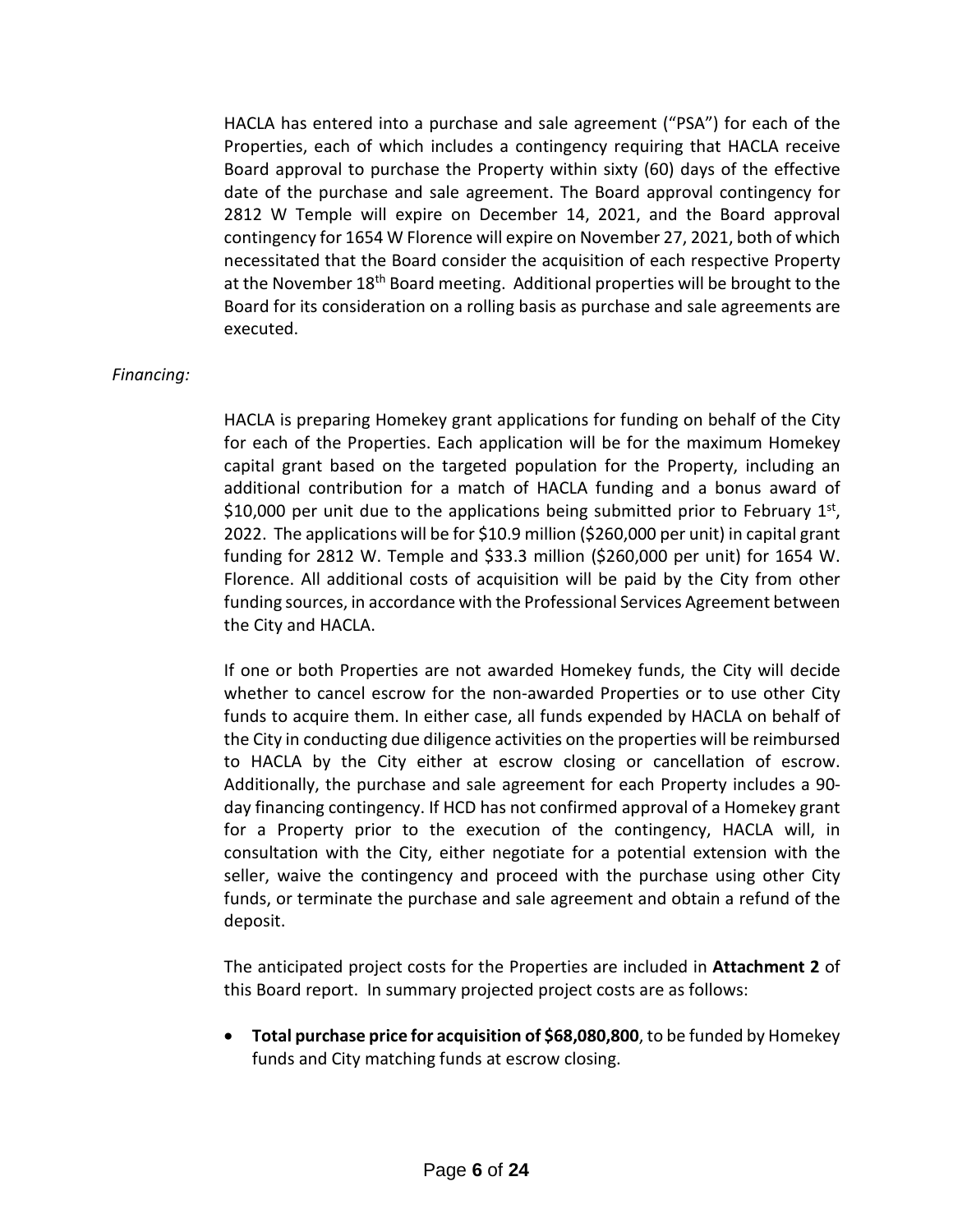HACLA has entered into a purchase and sale agreement ("PSA") for each of the Properties, each of which includes a contingency requiring that HACLA receive Board approval to purchase the Property within sixty (60) days of the effective date of the purchase and sale agreement. The Board approval contingency for 2812 W Temple will expire on December 14, 2021, and the Board approval contingency for 1654 W Florence will expire on November 27, 2021, both of which necessitated that the Board consider the acquisition of each respective Property at the November 18th Board meeting. Additional properties will be brought to the Board for its consideration on a rolling basis as purchase and sale agreements are executed.

*Financing:*

HACLA is preparing Homekey grant applications for funding on behalf of the City for each of the Properties. Each application will be for the maximum Homekey capital grant based on the targeted population for the Property, including an additional contribution for a match of HACLA funding and a bonus award of $10,000 per unit due to the applications being submitted prior to February 1st, 2022. The applications will be for $10.9 million ($260,000 per unit) in capital grant funding for 2812 W. Temple and $33.3 million ($260,000 per unit) for 1654 W. Florence. All additional costs of acquisition will be paid by the City from other funding sources, in accordance with the Professional Services Agreement between the City and HACLA.

If one or both Properties are not awarded Homekey funds, the City will decide whether to cancel escrow for the non-awarded Properties or to use other City funds to acquire them. In either case, all funds expended by HACLA on behalf of the City in conducting due diligence activities on the properties will be reimbursed to HACLA by the City either at escrow closing or cancellation of escrow. Additionally, the purchase and sale agreement for each Property includes a 90-day financing contingency. If HCD has not confirmed approval of a Homekey grant for a Property prior to the execution of the contingency, HACLA will, in consultation with the City, either negotiate for a potential extension with the seller, waive the contingency and proceed with the purchase using other City funds, or terminate the purchase and sale agreement and obtain a refund of the deposit.

The anticipated project costs for the Properties are included in **Attachment 2** of this Board report. In summary projected project costs are as follows:

- **Total purchase price for acquisition of $68,080,800**, to be funded by Homekey funds and City matching funds at escrow closing.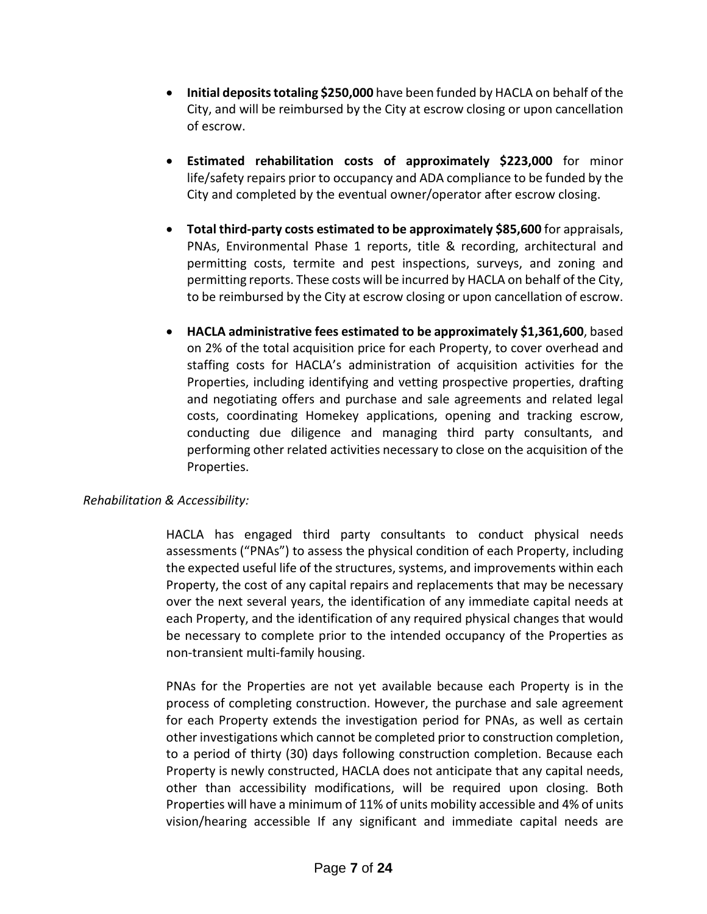- **Initial deposits totaling $250,000** have been funded by HACLA on behalf of the City, and will be reimbursed by the City at escrow closing or upon cancellation of escrow.

- **Estimated rehabilitation costs of approximately $223,000** for minor life/safety repairs prior to occupancy and ADA compliance to be funded by the City and completed by the eventual owner/operator after escrow closing.

- **Total third-party costs estimated to be approximately $85,600** for appraisals, PNAs, Environmental Phase 1 reports, title & recording, architectural and permitting costs, termite and pest inspections, surveys, and zoning and permitting reports. These costs will be incurred by HACLA on behalf of the City, to be reimbursed by the City at escrow closing or upon cancellation of escrow.

- **HACLA administrative fees estimated to be approximately $1,361,600**, based on 2% of the total acquisition price for each Property, to cover overhead and staffing costs for HACLA's administration of acquisition activities for the Properties, including identifying and vetting prospective properties, drafting and negotiating offers and purchase and sale agreements and related legal costs, coordinating Homekey applications, opening and tracking escrow, conducting due diligence and managing third party consultants, and performing other related activities necessary to close on the acquisition of the Properties.

*Rehabilitation & Accessibility:*

HACLA has engaged third party consultants to conduct physical needs assessments ("PNAs") to assess the physical condition of each Property, including the expected useful life of the structures, systems, and improvements within each Property, the cost of any capital repairs and replacements that may be necessary over the next several years, the identification of any immediate capital needs at each Property, and the identification of any required physical changes that would be necessary to complete prior to the intended occupancy of the Properties as non-transient multi-family housing.

PNAs for the Properties are not yet available because each Property is in the process of completing construction. However, the purchase and sale agreement for each Property extends the investigation period for PNAs, as well as certain other investigations which cannot be completed prior to construction completion, to a period of thirty (30) days following construction completion. Because each Property is newly constructed, HACLA does not anticipate that any capital needs, other than accessibility modifications, will be required upon closing. Both Properties will have a minimum of 11% of units mobility accessible and 4% of units vision/hearing accessible If any significant and immediate capital needs are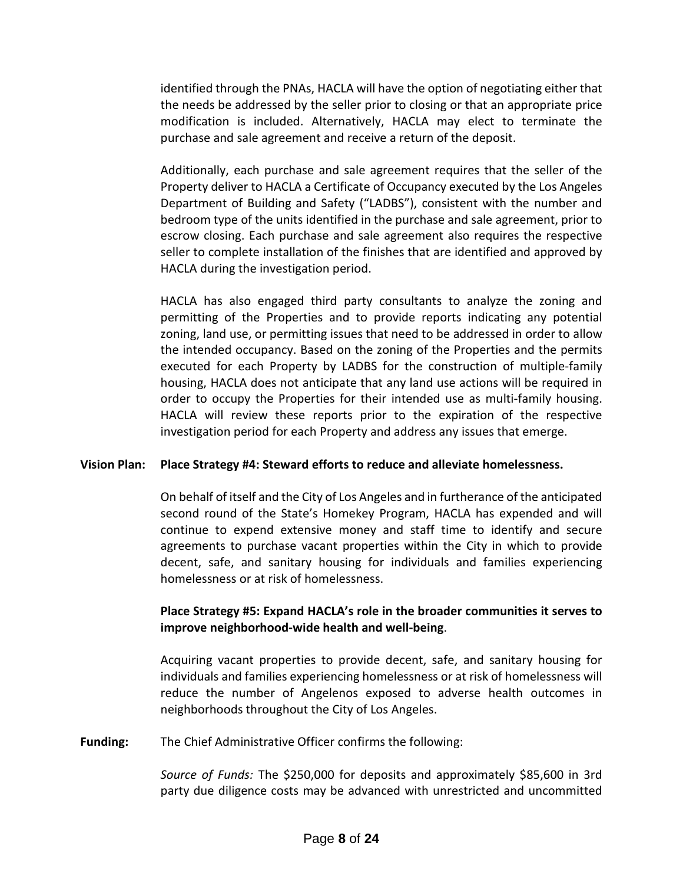identified through the PNAs, HACLA will have the option of negotiating either that the needs be addressed by the seller prior to closing or that an appropriate price modification is included. Alternatively, HACLA may elect to terminate the purchase and sale agreement and receive a return of the deposit.

Additionally, each purchase and sale agreement requires that the seller of the Property deliver to HACLA a Certificate of Occupancy executed by the Los Angeles Department of Building and Safety ("LADBS"), consistent with the number and bedroom type of the units identified in the purchase and sale agreement, prior to escrow closing. Each purchase and sale agreement also requires the respective seller to complete installation of the finishes that are identified and approved by HACLA during the investigation period.

HACLA has also engaged third party consultants to analyze the zoning and permitting of the Properties and to provide reports indicating any potential zoning, land use, or permitting issues that need to be addressed in order to allow the intended occupancy. Based on the zoning of the Properties and the permits executed for each Property by LADBS for the construction of multiple-family housing, HACLA does not anticipate that any land use actions will be required in order to occupy the Properties for their intended use as multi-family housing. HACLA will review these reports prior to the expiration of the respective investigation period for each Property and address any issues that emerge.

**Vision Plan:** **Place Strategy #4: Steward efforts to reduce and alleviate homelessness.**

On behalf of itself and the City of Los Angeles and in furtherance of the anticipated second round of the State's Homekey Program, HACLA has expended and will continue to expend extensive money and staff time to identify and secure agreements to purchase vacant properties within the City in which to provide decent, safe, and sanitary housing for individuals and families experiencing homelessness or at risk of homelessness.

**Place Strategy #5: Expand HACLA's role in the broader communities it serves to improve neighborhood-wide health and well-being**.

Acquiring vacant properties to provide decent, safe, and sanitary housing for individuals and families experiencing homelessness or at risk of homelessness will reduce the number of Angelenos exposed to adverse health outcomes in neighborhoods throughout the City of Los Angeles.

**Funding:** The Chief Administrative Officer confirms the following:

*Source of Funds:* The $250,000 for deposits and approximately $85,600 in 3rd party due diligence costs may be advanced with unrestricted and uncommitted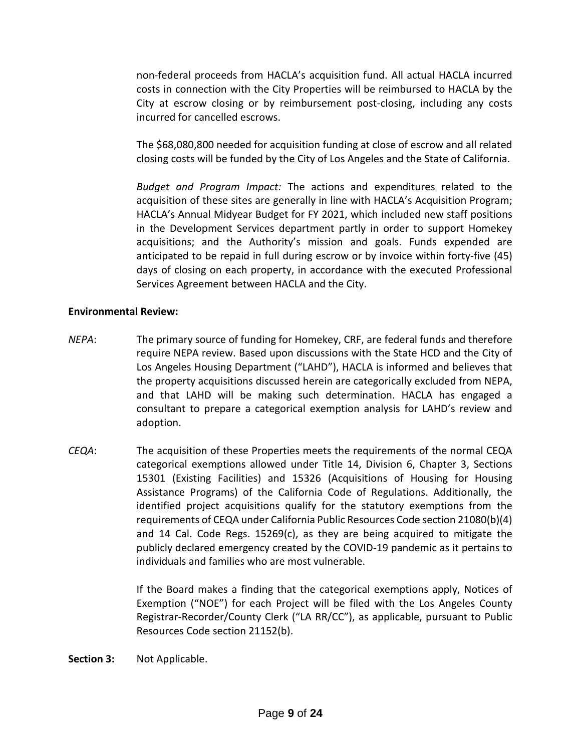non-federal proceeds from HACLA's acquisition fund. All actual HACLA incurred costs in connection with the City Properties will be reimbursed to HACLA by the City at escrow closing or by reimbursement post-closing, including any costs incurred for cancelled escrows.

The $68,080,800 needed for acquisition funding at close of escrow and all related closing costs will be funded by the City of Los Angeles and the State of California.

*Budget and Program Impact:* The actions and expenditures related to the acquisition of these sites are generally in line with HACLA's Acquisition Program; HACLA's Annual Midyear Budget for FY 2021, which included new staff positions in the Development Services department partly in order to support Homekey acquisitions; and the Authority's mission and goals. Funds expended are anticipated to be repaid in full during escrow or by invoice within forty-five (45) days of closing on each property, in accordance with the executed Professional Services Agreement between HACLA and the City.

**Environmental Review:**

*NEPA*: The primary source of funding for Homekey, CRF, are federal funds and therefore require NEPA review. Based upon discussions with the State HCD and the City of Los Angeles Housing Department ("LAHD"), HACLA is informed and believes that the property acquisitions discussed herein are categorically excluded from NEPA, and that LAHD will be making such determination. HACLA has engaged a consultant to prepare a categorical exemption analysis for LAHD's review and adoption.

*CEQA*: The acquisition of these Properties meets the requirements of the normal CEQA categorical exemptions allowed under Title 14, Division 6, Chapter 3, Sections 15301 (Existing Facilities) and 15326 (Acquisitions of Housing for Housing Assistance Programs) of the California Code of Regulations. Additionally, the identified project acquisitions qualify for the statutory exemptions from the requirements of CEQA under California Public Resources Code section 21080(b)(4) and 14 Cal. Code Regs. 15269(c), as they are being acquired to mitigate the publicly declared emergency created by the COVID-19 pandemic as it pertains to individuals and families who are most vulnerable.

If the Board makes a finding that the categorical exemptions apply, Notices of Exemption ("NOE") for each Project will be filed with the Los Angeles County Registrar-Recorder/County Clerk ("LA RR/CC"), as applicable, pursuant to Public Resources Code section 21152(b).

**Section 3:** Not Applicable.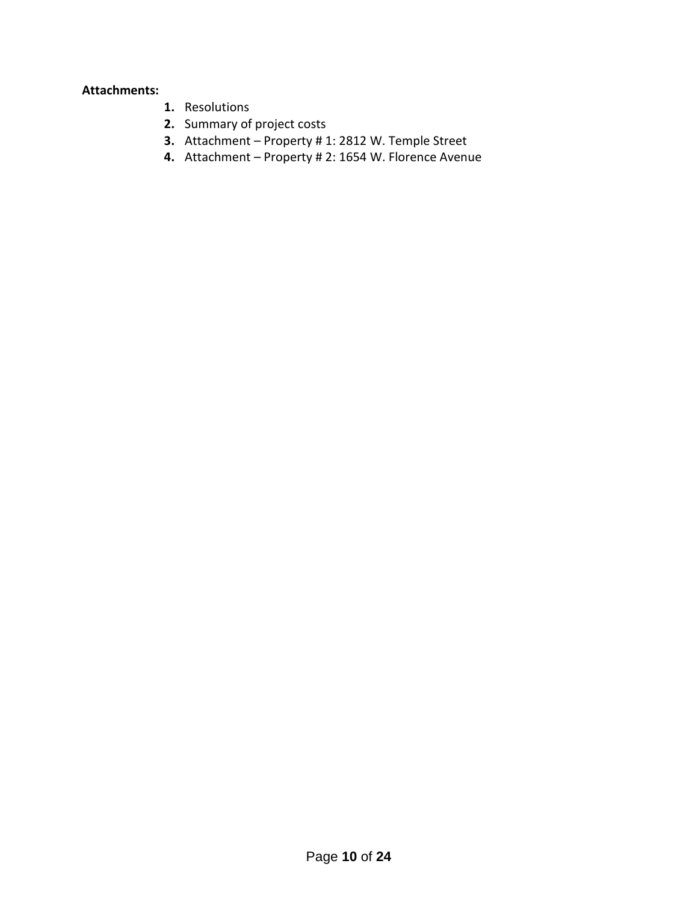**Attachments:**

1. Resolutions
2. Summary of project costs
3. Attachment – Property # 1: 2812 W. Temple Street
4. Attachment – Property # 2: 1654 W. Florence Avenue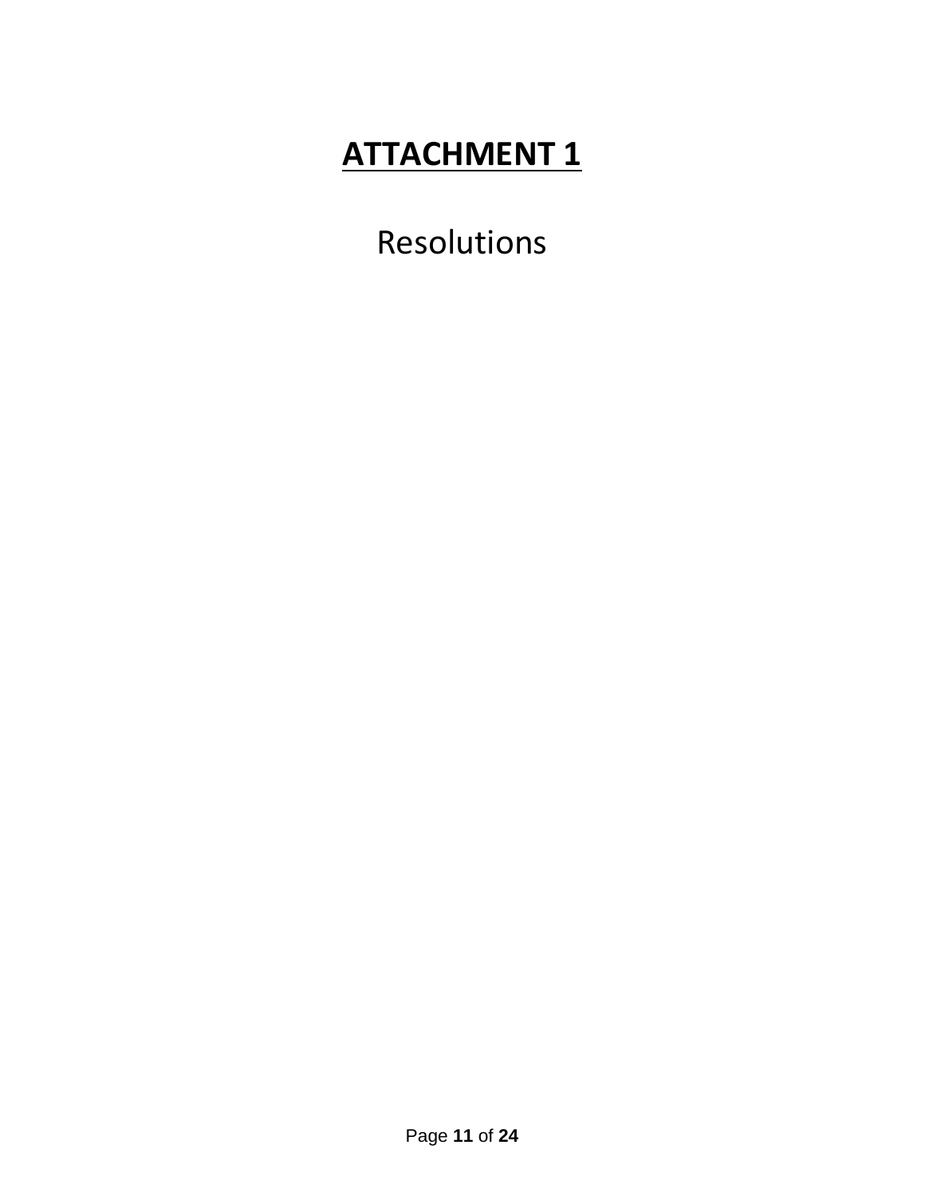# **ATTACHMENT 1**

Resolutions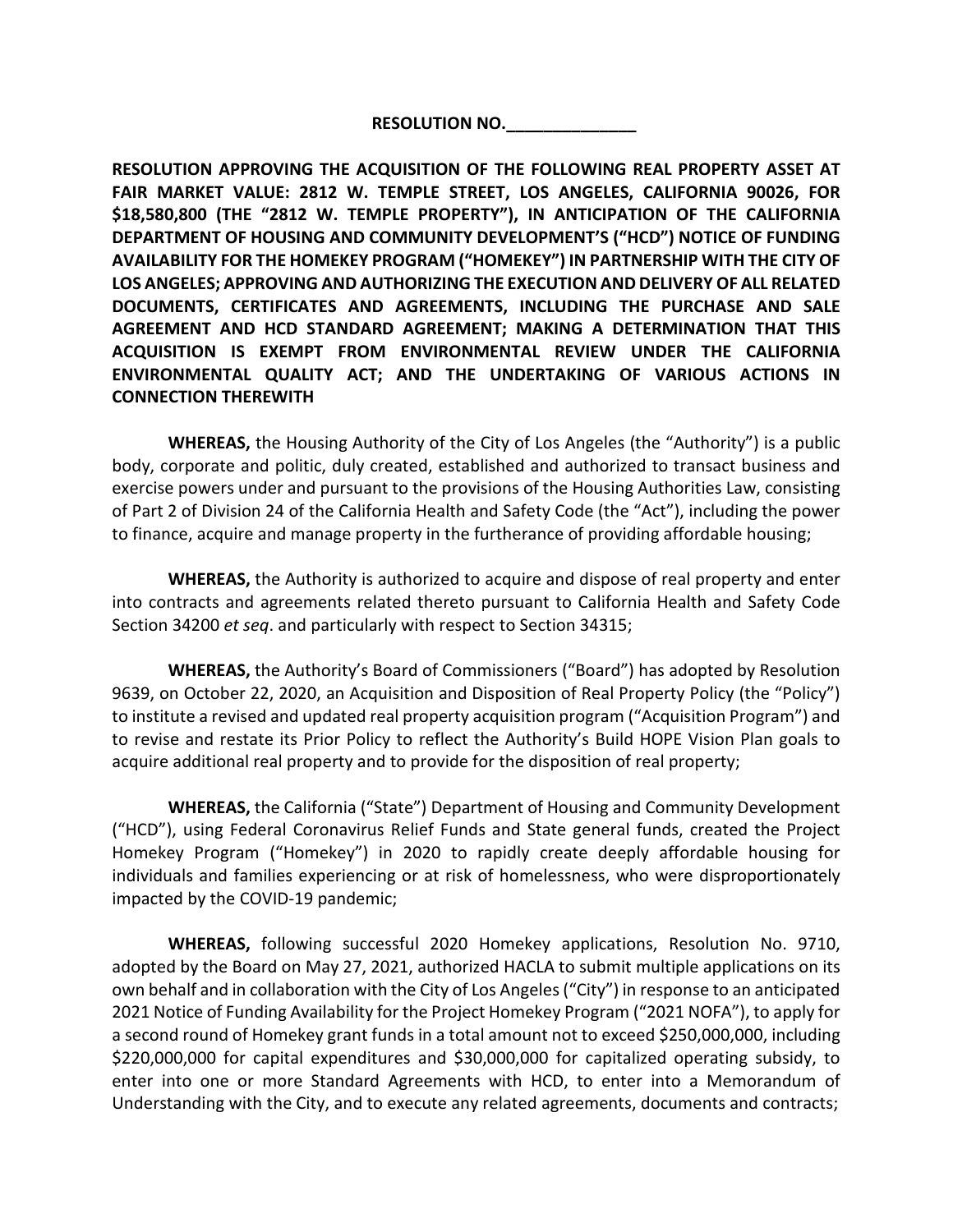**RESOLUTION NO.______________**

**RESOLUTION APPROVING THE ACQUISITION OF THE FOLLOWING REAL PROPERTY ASSET AT FAIR MARKET VALUE: 2812 W. TEMPLE STREET, LOS ANGELES, CALIFORNIA 90026, FOR $18,580,800 (THE "2812 W. TEMPLE PROPERTY"), IN ANTICIPATION OF THE CALIFORNIA DEPARTMENT OF HOUSING AND COMMUNITY DEVELOPMENT'S ("HCD") NOTICE OF FUNDING AVAILABILITY FOR THE HOMEKEY PROGRAM ("HOMEKEY") IN PARTNERSHIP WITH THE CITY OF LOS ANGELES; APPROVING AND AUTHORIZING THE EXECUTION AND DELIVERY OF ALL RELATED DOCUMENTS, CERTIFICATES AND AGREEMENTS, INCLUDING THE PURCHASE AND SALE AGREEMENT AND HCD STANDARD AGREEMENT; MAKING A DETERMINATION THAT THIS ACQUISITION IS EXEMPT FROM ENVIRONMENTAL REVIEW UNDER THE CALIFORNIA ENVIRONMENTAL QUALITY ACT; AND THE UNDERTAKING OF VARIOUS ACTIONS IN CONNECTION THEREWITH**

**WHEREAS,** the Housing Authority of the City of Los Angeles (the "Authority") is a public body, corporate and politic, duly created, established and authorized to transact business and exercise powers under and pursuant to the provisions of the Housing Authorities Law, consisting of Part 2 of Division 24 of the California Health and Safety Code (the "Act"), including the power to finance, acquire and manage property in the furtherance of providing affordable housing;

**WHEREAS,** the Authority is authorized to acquire and dispose of real property and enter into contracts and agreements related thereto pursuant to California Health and Safety Code Section 34200 *et seq*. and particularly with respect to Section 34315;

**WHEREAS,** the Authority's Board of Commissioners ("Board") has adopted by Resolution 9639, on October 22, 2020, an Acquisition and Disposition of Real Property Policy (the "Policy") to institute a revised and updated real property acquisition program ("Acquisition Program") and to revise and restate its Prior Policy to reflect the Authority's Build HOPE Vision Plan goals to acquire additional real property and to provide for the disposition of real property;

**WHEREAS,** the California ("State") Department of Housing and Community Development ("HCD"), using Federal Coronavirus Relief Funds and State general funds, created the Project Homekey Program ("Homekey") in 2020 to rapidly create deeply affordable housing for individuals and families experiencing or at risk of homelessness, who were disproportionately impacted by the COVID-19 pandemic;

**WHEREAS,** following successful 2020 Homekey applications, Resolution No. 9710, adopted by the Board on May 27, 2021, authorized HACLA to submit multiple applications on its own behalf and in collaboration with the City of Los Angeles ("City") in response to an anticipated 2021 Notice of Funding Availability for the Project Homekey Program ("2021 NOFA"), to apply for a second round of Homekey grant funds in a total amount not to exceed $250,000,000, including $220,000,000 for capital expenditures and $30,000,000 for capitalized operating subsidy, to enter into one or more Standard Agreements with HCD, to enter into a Memorandum of Understanding with the City, and to execute any related agreements, documents and contracts;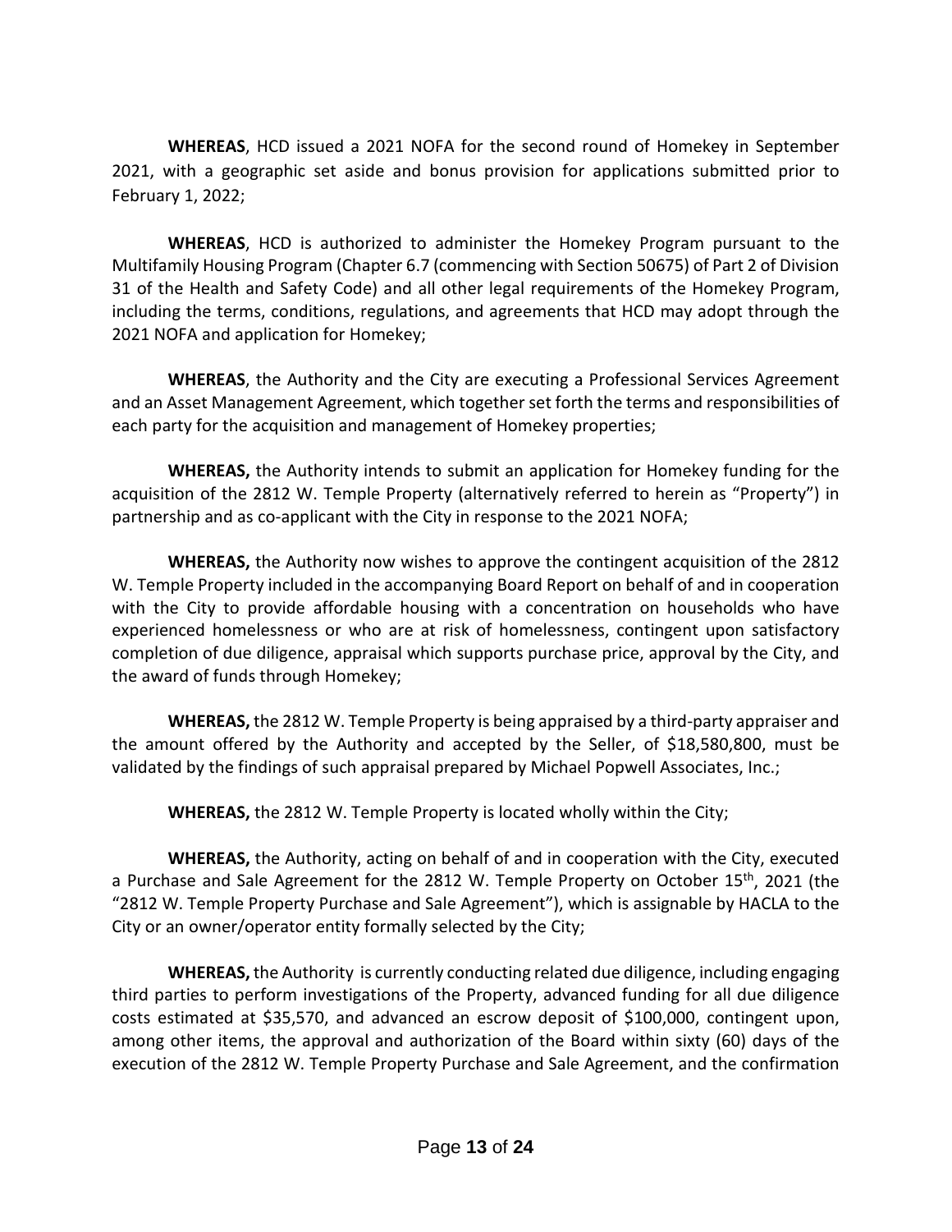**WHEREAS**, HCD issued a 2021 NOFA for the second round of Homekey in September 2021, with a geographic set aside and bonus provision for applications submitted prior to February 1, 2022;

**WHEREAS**, HCD is authorized to administer the Homekey Program pursuant to the Multifamily Housing Program (Chapter 6.7 (commencing with Section 50675) of Part 2 of Division 31 of the Health and Safety Code) and all other legal requirements of the Homekey Program, including the terms, conditions, regulations, and agreements that HCD may adopt through the 2021 NOFA and application for Homekey;

**WHEREAS**, the Authority and the City are executing a Professional Services Agreement and an Asset Management Agreement, which together set forth the terms and responsibilities of each party for the acquisition and management of Homekey properties;

**WHEREAS,** the Authority intends to submit an application for Homekey funding for the acquisition of the 2812 W. Temple Property (alternatively referred to herein as "Property") in partnership and as co-applicant with the City in response to the 2021 NOFA;

**WHEREAS,** the Authority now wishes to approve the contingent acquisition of the 2812 W. Temple Property included in the accompanying Board Report on behalf of and in cooperation with the City to provide affordable housing with a concentration on households who have experienced homelessness or who are at risk of homelessness, contingent upon satisfactory completion of due diligence, appraisal which supports purchase price, approval by the City, and the award of funds through Homekey;

**WHEREAS,** the 2812 W. Temple Property is being appraised by a third-party appraiser and the amount offered by the Authority and accepted by the Seller, of $18,580,800, must be validated by the findings of such appraisal prepared by Michael Popwell Associates, Inc.;

**WHEREAS,** the 2812 W. Temple Property is located wholly within the City;

**WHEREAS,** the Authority, acting on behalf of and in cooperation with the City, executed a Purchase and Sale Agreement for the 2812 W. Temple Property on October 15th, 2021 (the "2812 W. Temple Property Purchase and Sale Agreement"), which is assignable by HACLA to the City or an owner/operator entity formally selected by the City;

**WHEREAS,** the Authority is currently conducting related due diligence, including engaging third parties to perform investigations of the Property, advanced funding for all due diligence costs estimated at $35,570, and advanced an escrow deposit of $100,000, contingent upon, among other items, the approval and authorization of the Board within sixty (60) days of the execution of the 2812 W. Temple Property Purchase and Sale Agreement, and the confirmation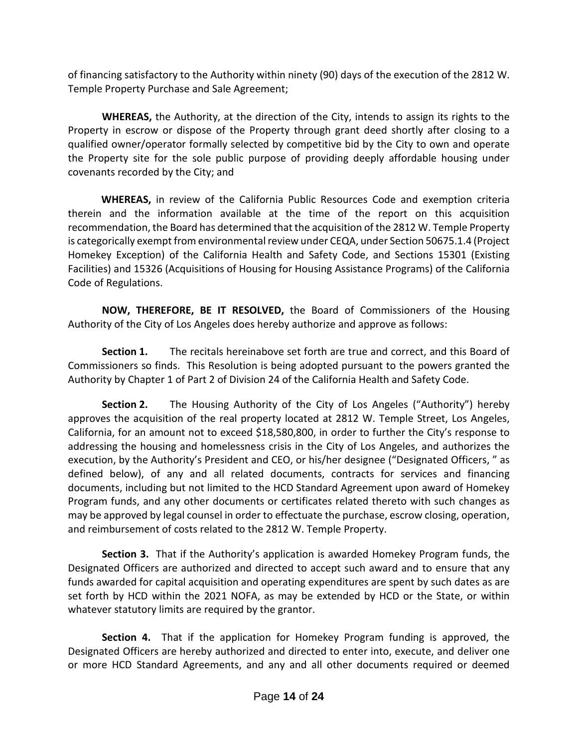of financing satisfactory to the Authority within ninety (90) days of the execution of the 2812 W. Temple Property Purchase and Sale Agreement;

**WHEREAS,** the Authority, at the direction of the City, intends to assign its rights to the Property in escrow or dispose of the Property through grant deed shortly after closing to a qualified owner/operator formally selected by competitive bid by the City to own and operate the Property site for the sole public purpose of providing deeply affordable housing under covenants recorded by the City; and

**WHEREAS,** in review of the California Public Resources Code and exemption criteria therein and the information available at the time of the report on this acquisition recommendation, the Board has determined that the acquisition of the 2812 W. Temple Property is categorically exempt from environmental review under CEQA, under Section 50675.1.4 (Project Homekey Exception) of the California Health and Safety Code, and Sections 15301 (Existing Facilities) and 15326 (Acquisitions of Housing for Housing Assistance Programs) of the California Code of Regulations.

**NOW, THEREFORE, BE IT RESOLVED,** the Board of Commissioners of the Housing Authority of the City of Los Angeles does hereby authorize and approve as follows:

**Section 1.** The recitals hereinabove set forth are true and correct, and this Board of Commissioners so finds. This Resolution is being adopted pursuant to the powers granted the Authority by Chapter 1 of Part 2 of Division 24 of the California Health and Safety Code.

**Section 2.** The Housing Authority of the City of Los Angeles ("Authority") hereby approves the acquisition of the real property located at 2812 W. Temple Street, Los Angeles, California, for an amount not to exceed $18,580,800, in order to further the City's response to addressing the housing and homelessness crisis in the City of Los Angeles, and authorizes the execution, by the Authority's President and CEO, or his/her designee ("Designated Officers, " as defined below), of any and all related documents, contracts for services and financing documents, including but not limited to the HCD Standard Agreement upon award of Homekey Program funds, and any other documents or certificates related thereto with such changes as may be approved by legal counsel in order to effectuate the purchase, escrow closing, operation, and reimbursement of costs related to the 2812 W. Temple Property.

**Section 3.** That if the Authority's application is awarded Homekey Program funds, the Designated Officers are authorized and directed to accept such award and to ensure that any funds awarded for capital acquisition and operating expenditures are spent by such dates as are set forth by HCD within the 2021 NOFA, as may be extended by HCD or the State, or within whatever statutory limits are required by the grantor.

**Section 4.** That if the application for Homekey Program funding is approved, the Designated Officers are hereby authorized and directed to enter into, execute, and deliver one or more HCD Standard Agreements, and any and all other documents required or deemed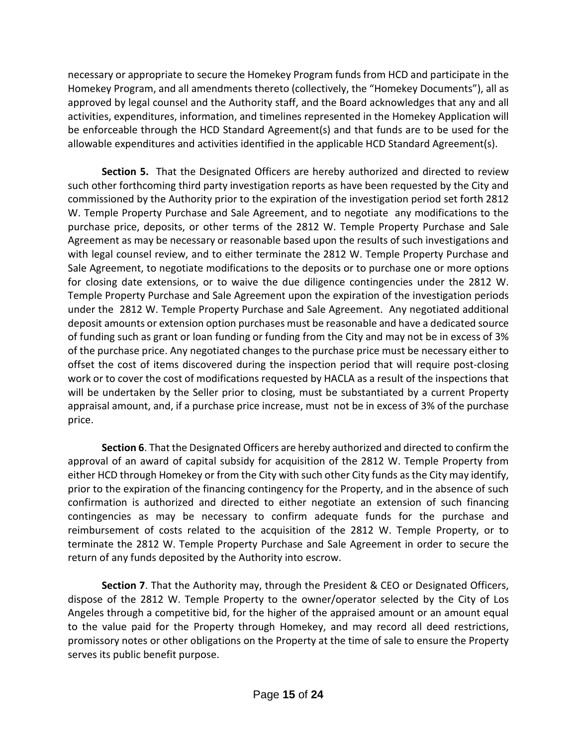necessary or appropriate to secure the Homekey Program funds from HCD and participate in the Homekey Program, and all amendments thereto (collectively, the "Homekey Documents"), all as approved by legal counsel and the Authority staff, and the Board acknowledges that any and all activities, expenditures, information, and timelines represented in the Homekey Application will be enforceable through the HCD Standard Agreement(s) and that funds are to be used for the allowable expenditures and activities identified in the applicable HCD Standard Agreement(s).

**Section 5.** That the Designated Officers are hereby authorized and directed to review such other forthcoming third party investigation reports as have been requested by the City and commissioned by the Authority prior to the expiration of the investigation period set forth 2812 W. Temple Property Purchase and Sale Agreement, and to negotiate any modifications to the purchase price, deposits, or other terms of the 2812 W. Temple Property Purchase and Sale Agreement as may be necessary or reasonable based upon the results of such investigations and with legal counsel review, and to either terminate the 2812 W. Temple Property Purchase and Sale Agreement, to negotiate modifications to the deposits or to purchase one or more options for closing date extensions, or to waive the due diligence contingencies under the 2812 W. Temple Property Purchase and Sale Agreement upon the expiration of the investigation periods under the 2812 W. Temple Property Purchase and Sale Agreement. Any negotiated additional deposit amounts or extension option purchases must be reasonable and have a dedicated source of funding such as grant or loan funding or funding from the City and may not be in excess of 3% of the purchase price. Any negotiated changes to the purchase price must be necessary either to offset the cost of items discovered during the inspection period that will require post-closing work or to cover the cost of modifications requested by HACLA as a result of the inspections that will be undertaken by the Seller prior to closing, must be substantiated by a current Property appraisal amount, and, if a purchase price increase, must not be in excess of 3% of the purchase price.

**Section 6**. That the Designated Officers are hereby authorized and directed to confirm the approval of an award of capital subsidy for acquisition of the 2812 W. Temple Property from either HCD through Homekey or from the City with such other City funds as the City may identify, prior to the expiration of the financing contingency for the Property, and in the absence of such confirmation is authorized and directed to either negotiate an extension of such financing contingencies as may be necessary to confirm adequate funds for the purchase and reimbursement of costs related to the acquisition of the 2812 W. Temple Property, or to terminate the 2812 W. Temple Property Purchase and Sale Agreement in order to secure the return of any funds deposited by the Authority into escrow.

**Section 7**. That the Authority may, through the President & CEO or Designated Officers, dispose of the 2812 W. Temple Property to the owner/operator selected by the City of Los Angeles through a competitive bid, for the higher of the appraised amount or an amount equal to the value paid for the Property through Homekey, and may record all deed restrictions, promissory notes or other obligations on the Property at the time of sale to ensure the Property serves its public benefit purpose.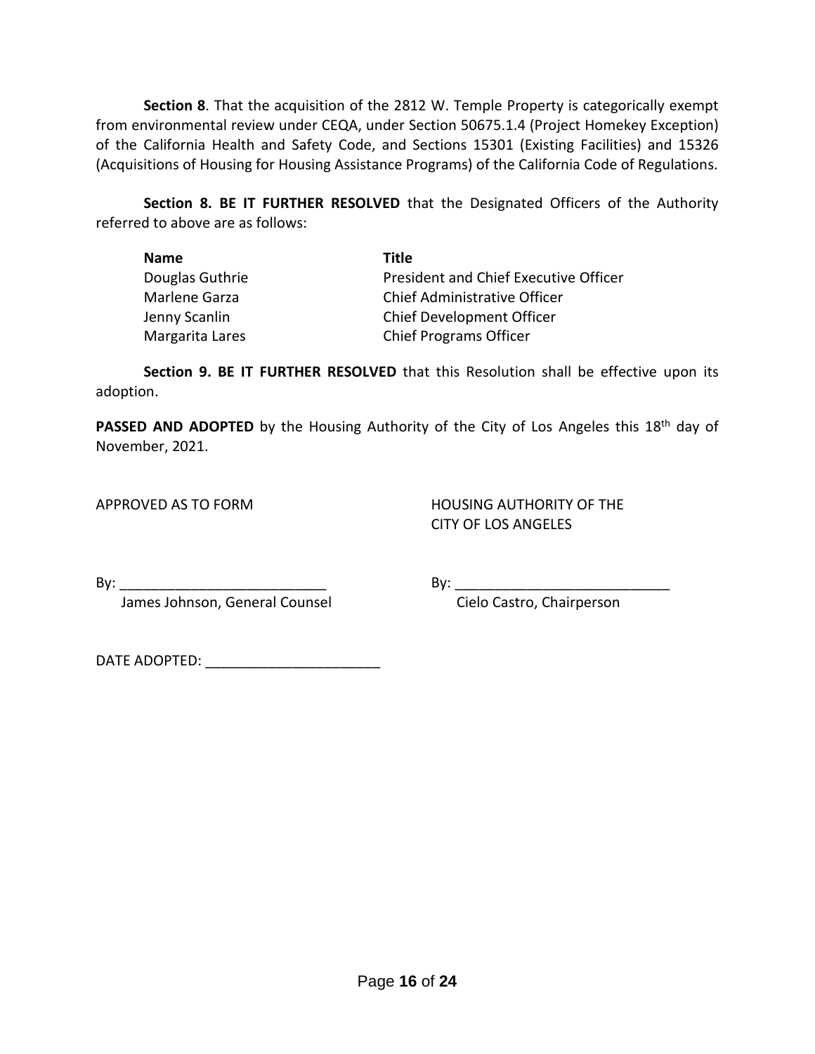**Section 8**. That the acquisition of the 2812 W. Temple Property is categorically exempt from environmental review under CEQA, under Section 50675.1.4 (Project Homekey Exception) of the California Health and Safety Code, and Sections 15301 (Existing Facilities) and 15326 (Acquisitions of Housing for Housing Assistance Programs) of the California Code of Regulations.

**Section 8. BE IT FURTHER RESOLVED** that the Designated Officers of the Authority referred to above are as follows:

| **Name** | **Title** |
|---|---|
| Douglas Guthrie | President and Chief Executive Officer |
| Marlene Garza | Chief Administrative Officer |
| Jenny Scanlin | Chief Development Officer |
| Margarita Lares | Chief Programs Officer |

**Section 9. BE IT FURTHER RESOLVED** that this Resolution shall be effective upon its adoption.

**PASSED AND ADOPTED** by the Housing Authority of the City of Los Angeles this 18th day of November, 2021.

APPROVED AS TO FORM

By: ___________________________
James Johnson, General Counsel

HOUSING AUTHORITY OF THE CITY OF LOS ANGELES

By: ___________________________
Cielo Castro, Chairperson

DATE ADOPTED: ______________________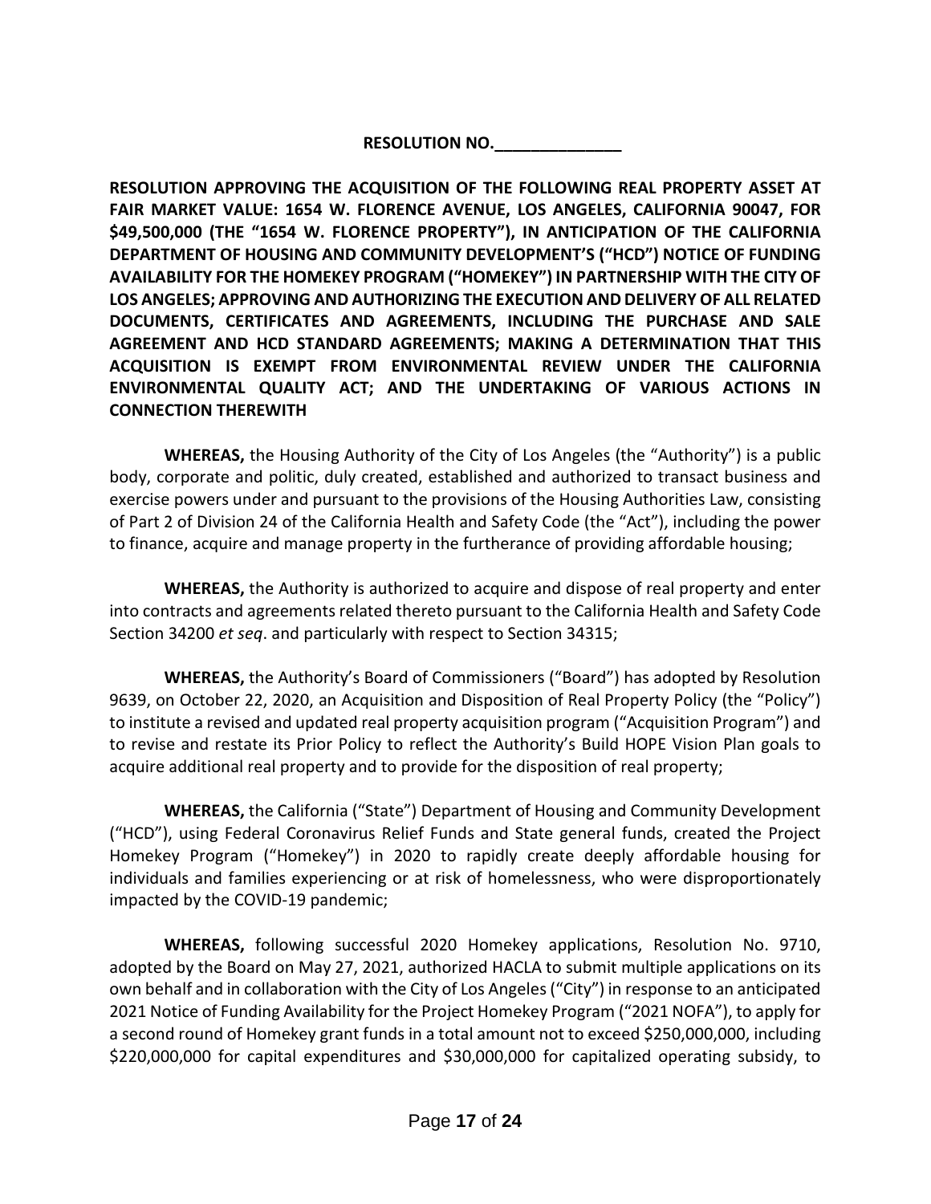**RESOLUTION NO.______________**

**RESOLUTION APPROVING THE ACQUISITION OF THE FOLLOWING REAL PROPERTY ASSET AT FAIR MARKET VALUE: 1654 W. FLORENCE AVENUE, LOS ANGELES, CALIFORNIA 90047, FOR $49,500,000 (THE "1654 W. FLORENCE PROPERTY"), IN ANTICIPATION OF THE CALIFORNIA DEPARTMENT OF HOUSING AND COMMUNITY DEVELOPMENT'S ("HCD") NOTICE OF FUNDING AVAILABILITY FOR THE HOMEKEY PROGRAM ("HOMEKEY") IN PARTNERSHIP WITH THE CITY OF LOS ANGELES; APPROVING AND AUTHORIZING THE EXECUTION AND DELIVERY OF ALL RELATED DOCUMENTS, CERTIFICATES AND AGREEMENTS, INCLUDING THE PURCHASE AND SALE AGREEMENT AND HCD STANDARD AGREEMENTS; MAKING A DETERMINATION THAT THIS ACQUISITION IS EXEMPT FROM ENVIRONMENTAL REVIEW UNDER THE CALIFORNIA ENVIRONMENTAL QUALITY ACT; AND THE UNDERTAKING OF VARIOUS ACTIONS IN CONNECTION THEREWITH**

**WHEREAS,** the Housing Authority of the City of Los Angeles (the "Authority") is a public body, corporate and politic, duly created, established and authorized to transact business and exercise powers under and pursuant to the provisions of the Housing Authorities Law, consisting of Part 2 of Division 24 of the California Health and Safety Code (the "Act"), including the power to finance, acquire and manage property in the furtherance of providing affordable housing;

**WHEREAS,** the Authority is authorized to acquire and dispose of real property and enter into contracts and agreements related thereto pursuant to the California Health and Safety Code Section 34200 *et seq*. and particularly with respect to Section 34315;

**WHEREAS,** the Authority's Board of Commissioners ("Board") has adopted by Resolution 9639, on October 22, 2020, an Acquisition and Disposition of Real Property Policy (the "Policy") to institute a revised and updated real property acquisition program ("Acquisition Program") and to revise and restate its Prior Policy to reflect the Authority's Build HOPE Vision Plan goals to acquire additional real property and to provide for the disposition of real property;

**WHEREAS,** the California ("State") Department of Housing and Community Development ("HCD"), using Federal Coronavirus Relief Funds and State general funds, created the Project Homekey Program ("Homekey") in 2020 to rapidly create deeply affordable housing for individuals and families experiencing or at risk of homelessness, who were disproportionately impacted by the COVID-19 pandemic;

**WHEREAS,** following successful 2020 Homekey applications, Resolution No. 9710, adopted by the Board on May 27, 2021, authorized HACLA to submit multiple applications on its own behalf and in collaboration with the City of Los Angeles ("City") in response to an anticipated 2021 Notice of Funding Availability for the Project Homekey Program ("2021 NOFA"), to apply for a second round of Homekey grant funds in a total amount not to exceed $250,000,000, including $220,000,000 for capital expenditures and $30,000,000 for capitalized operating subsidy, to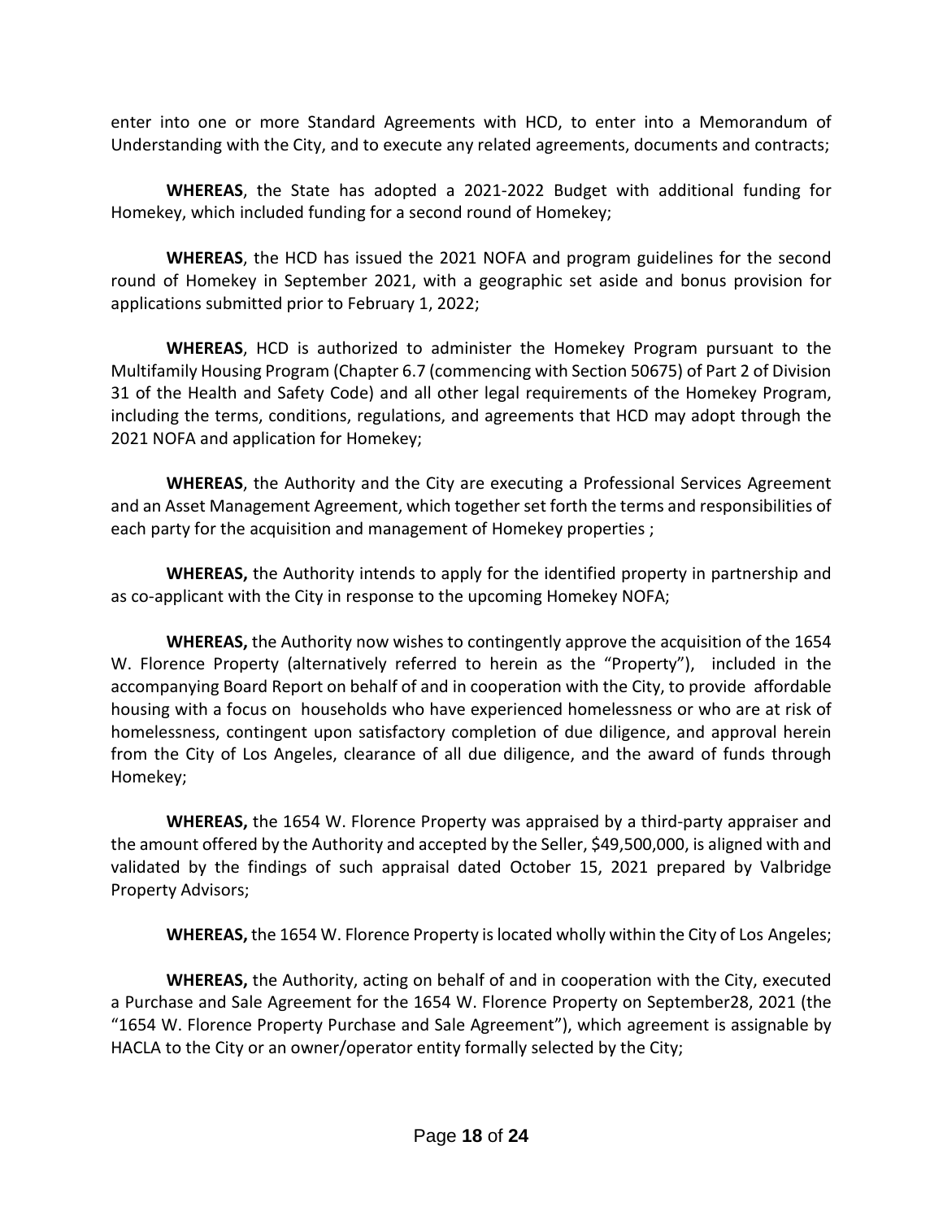enter into one or more Standard Agreements with HCD, to enter into a Memorandum of Understanding with the City, and to execute any related agreements, documents and contracts;

**WHEREAS**, the State has adopted a 2021-2022 Budget with additional funding for Homekey, which included funding for a second round of Homekey;

**WHEREAS**, the HCD has issued the 2021 NOFA and program guidelines for the second round of Homekey in September 2021, with a geographic set aside and bonus provision for applications submitted prior to February 1, 2022;

**WHEREAS**, HCD is authorized to administer the Homekey Program pursuant to the Multifamily Housing Program (Chapter 6.7 (commencing with Section 50675) of Part 2 of Division 31 of the Health and Safety Code) and all other legal requirements of the Homekey Program, including the terms, conditions, regulations, and agreements that HCD may adopt through the 2021 NOFA and application for Homekey;

**WHEREAS**, the Authority and the City are executing a Professional Services Agreement and an Asset Management Agreement, which together set forth the terms and responsibilities of each party for the acquisition and management of Homekey properties ;

**WHEREAS,** the Authority intends to apply for the identified property in partnership and as co-applicant with the City in response to the upcoming Homekey NOFA;

**WHEREAS,** the Authority now wishes to contingently approve the acquisition of the 1654 W. Florence Property (alternatively referred to herein as the "Property"), included in the accompanying Board Report on behalf of and in cooperation with the City, to provide affordable housing with a focus on households who have experienced homelessness or who are at risk of homelessness, contingent upon satisfactory completion of due diligence, and approval herein from the City of Los Angeles, clearance of all due diligence, and the award of funds through Homekey;

**WHEREAS,** the 1654 W. Florence Property was appraised by a third-party appraiser and the amount offered by the Authority and accepted by the Seller, $49,500,000, is aligned with and validated by the findings of such appraisal dated October 15, 2021 prepared by Valbridge Property Advisors;

**WHEREAS,** the 1654 W. Florence Property is located wholly within the City of Los Angeles;

**WHEREAS,** the Authority, acting on behalf of and in cooperation with the City, executed a Purchase and Sale Agreement for the 1654 W. Florence Property on September28, 2021 (the "1654 W. Florence Property Purchase and Sale Agreement"), which agreement is assignable by HACLA to the City or an owner/operator entity formally selected by the City;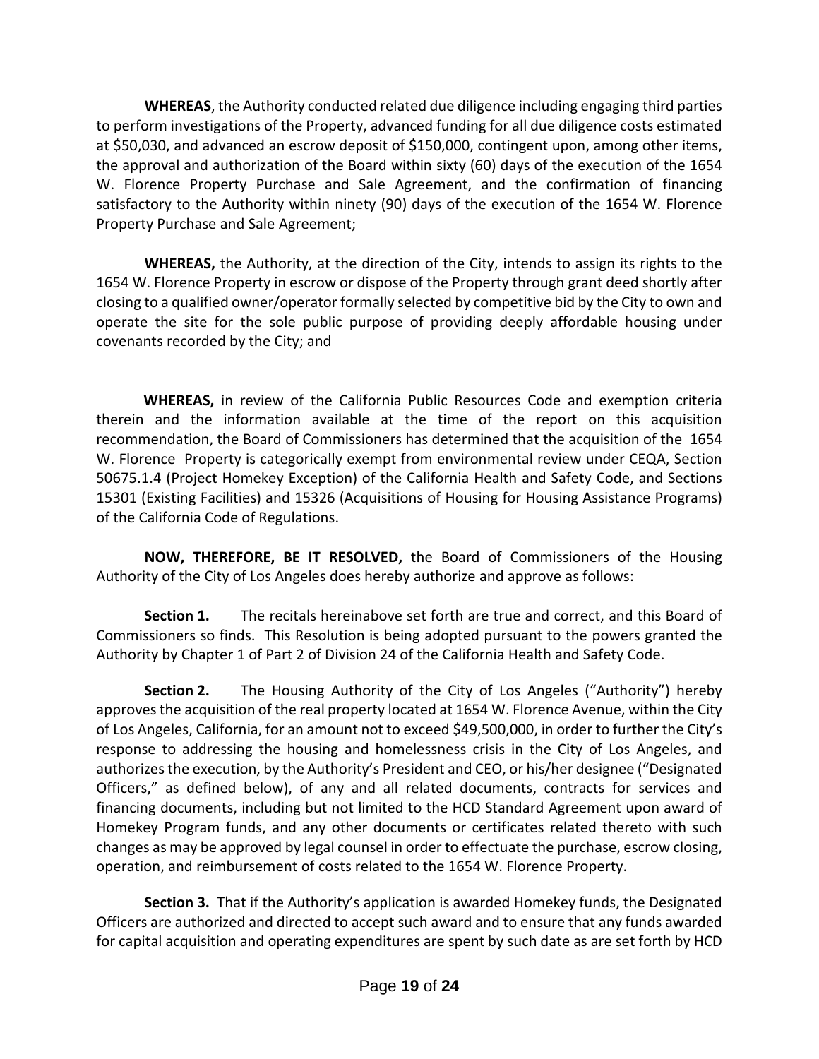**WHEREAS**, the Authority conducted related due diligence including engaging third parties to perform investigations of the Property, advanced funding for all due diligence costs estimated at $50,030, and advanced an escrow deposit of $150,000, contingent upon, among other items, the approval and authorization of the Board within sixty (60) days of the execution of the 1654 W. Florence Property Purchase and Sale Agreement, and the confirmation of financing satisfactory to the Authority within ninety (90) days of the execution of the 1654 W. Florence Property Purchase and Sale Agreement;

**WHEREAS,** the Authority, at the direction of the City, intends to assign its rights to the 1654 W. Florence Property in escrow or dispose of the Property through grant deed shortly after closing to a qualified owner/operator formally selected by competitive bid by the City to own and operate the site for the sole public purpose of providing deeply affordable housing under covenants recorded by the City; and

**WHEREAS,** in review of the California Public Resources Code and exemption criteria therein and the information available at the time of the report on this acquisition recommendation, the Board of Commissioners has determined that the acquisition of the 1654 W. Florence Property is categorically exempt from environmental review under CEQA, Section 50675.1.4 (Project Homekey Exception) of the California Health and Safety Code, and Sections 15301 (Existing Facilities) and 15326 (Acquisitions of Housing for Housing Assistance Programs) of the California Code of Regulations.

**NOW, THEREFORE, BE IT RESOLVED,** the Board of Commissioners of the Housing Authority of the City of Los Angeles does hereby authorize and approve as follows:

**Section 1.** The recitals hereinabove set forth are true and correct, and this Board of Commissioners so finds. This Resolution is being adopted pursuant to the powers granted the Authority by Chapter 1 of Part 2 of Division 24 of the California Health and Safety Code.

**Section 2.** The Housing Authority of the City of Los Angeles ("Authority") hereby approves the acquisition of the real property located at 1654 W. Florence Avenue, within the City of Los Angeles, California, for an amount not to exceed $49,500,000, in order to further the City's response to addressing the housing and homelessness crisis in the City of Los Angeles, and authorizes the execution, by the Authority's President and CEO, or his/her designee ("Designated Officers," as defined below), of any and all related documents, contracts for services and financing documents, including but not limited to the HCD Standard Agreement upon award of Homekey Program funds, and any other documents or certificates related thereto with such changes as may be approved by legal counsel in order to effectuate the purchase, escrow closing, operation, and reimbursement of costs related to the 1654 W. Florence Property.

**Section 3.** That if the Authority's application is awarded Homekey funds, the Designated Officers are authorized and directed to accept such award and to ensure that any funds awarded for capital acquisition and operating expenditures are spent by such date as are set forth by HCD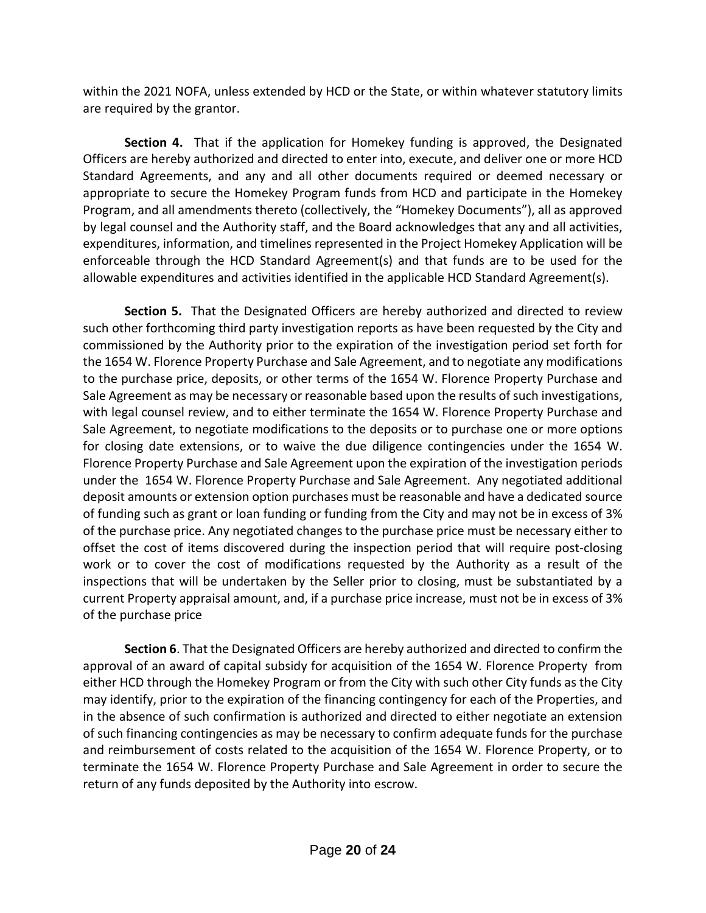within the 2021 NOFA, unless extended by HCD or the State, or within whatever statutory limits are required by the grantor.

**Section 4.** That if the application for Homekey funding is approved, the Designated Officers are hereby authorized and directed to enter into, execute, and deliver one or more HCD Standard Agreements, and any and all other documents required or deemed necessary or appropriate to secure the Homekey Program funds from HCD and participate in the Homekey Program, and all amendments thereto (collectively, the "Homekey Documents"), all as approved by legal counsel and the Authority staff, and the Board acknowledges that any and all activities, expenditures, information, and timelines represented in the Project Homekey Application will be enforceable through the HCD Standard Agreement(s) and that funds are to be used for the allowable expenditures and activities identified in the applicable HCD Standard Agreement(s).

**Section 5.** That the Designated Officers are hereby authorized and directed to review such other forthcoming third party investigation reports as have been requested by the City and commissioned by the Authority prior to the expiration of the investigation period set forth for the 1654 W. Florence Property Purchase and Sale Agreement, and to negotiate any modifications to the purchase price, deposits, or other terms of the 1654 W. Florence Property Purchase and Sale Agreement as may be necessary or reasonable based upon the results of such investigations, with legal counsel review, and to either terminate the 1654 W. Florence Property Purchase and Sale Agreement, to negotiate modifications to the deposits or to purchase one or more options for closing date extensions, or to waive the due diligence contingencies under the 1654 W. Florence Property Purchase and Sale Agreement upon the expiration of the investigation periods under the 1654 W. Florence Property Purchase and Sale Agreement. Any negotiated additional deposit amounts or extension option purchases must be reasonable and have a dedicated source of funding such as grant or loan funding or funding from the City and may not be in excess of 3% of the purchase price. Any negotiated changes to the purchase price must be necessary either to offset the cost of items discovered during the inspection period that will require post-closing work or to cover the cost of modifications requested by the Authority as a result of the inspections that will be undertaken by the Seller prior to closing, must be substantiated by a current Property appraisal amount, and, if a purchase price increase, must not be in excess of 3% of the purchase price

**Section 6**. That the Designated Officers are hereby authorized and directed to confirm the approval of an award of capital subsidy for acquisition of the 1654 W. Florence Property from either HCD through the Homekey Program or from the City with such other City funds as the City may identify, prior to the expiration of the financing contingency for each of the Properties, and in the absence of such confirmation is authorized and directed to either negotiate an extension of such financing contingencies as may be necessary to confirm adequate funds for the purchase and reimbursement of costs related to the acquisition of the 1654 W. Florence Property, or to terminate the 1654 W. Florence Property Purchase and Sale Agreement in order to secure the return of any funds deposited by the Authority into escrow.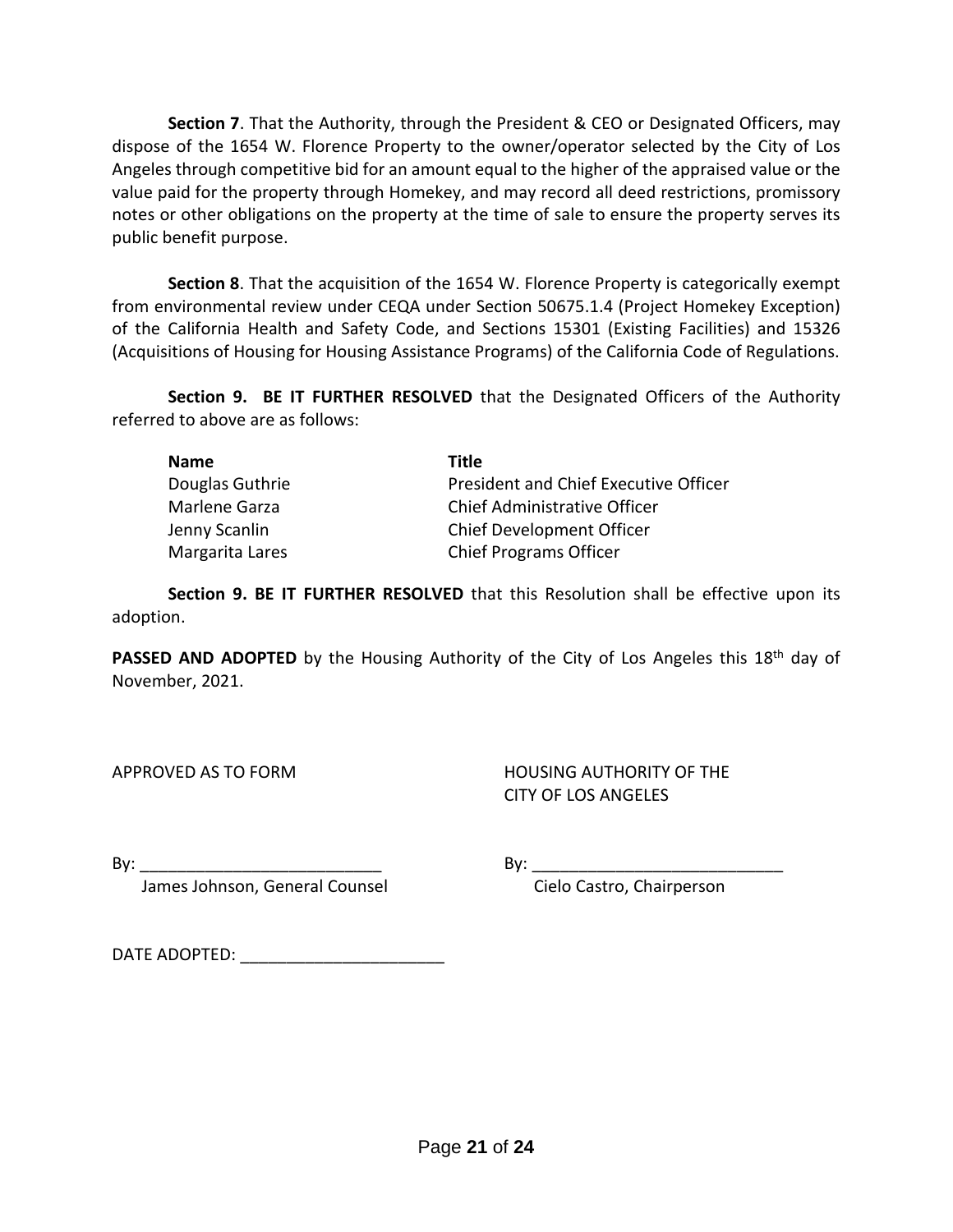**Section 7**. That the Authority, through the President & CEO or Designated Officers, may dispose of the 1654 W. Florence Property to the owner/operator selected by the City of Los Angeles through competitive bid for an amount equal to the higher of the appraised value or the value paid for the property through Homekey, and may record all deed restrictions, promissory notes or other obligations on the property at the time of sale to ensure the property serves its public benefit purpose.

**Section 8**. That the acquisition of the 1654 W. Florence Property is categorically exempt from environmental review under CEQA under Section 50675.1.4 (Project Homekey Exception) of the California Health and Safety Code, and Sections 15301 (Existing Facilities) and 15326 (Acquisitions of Housing for Housing Assistance Programs) of the California Code of Regulations.

**Section 9. BE IT FURTHER RESOLVED** that the Designated Officers of the Authority referred to above are as follows:

| Name | Title |
|---|---|
| Douglas Guthrie | President and Chief Executive Officer |
| Marlene Garza | Chief Administrative Officer |
| Jenny Scanlin | Chief Development Officer |
| Margarita Lares | Chief Programs Officer |

**Section 9. BE IT FURTHER RESOLVED** that this Resolution shall be effective upon its adoption.

**PASSED AND ADOPTED** by the Housing Authority of the City of Los Angeles this 18th day of November, 2021.

APPROVED AS TO FORM

By: ___________________________
James Johnson, General Counsel

HOUSING AUTHORITY OF THE CITY OF LOS ANGELES

By: ___________________________
Cielo Castro, Chairperson

DATE ADOPTED: ______________________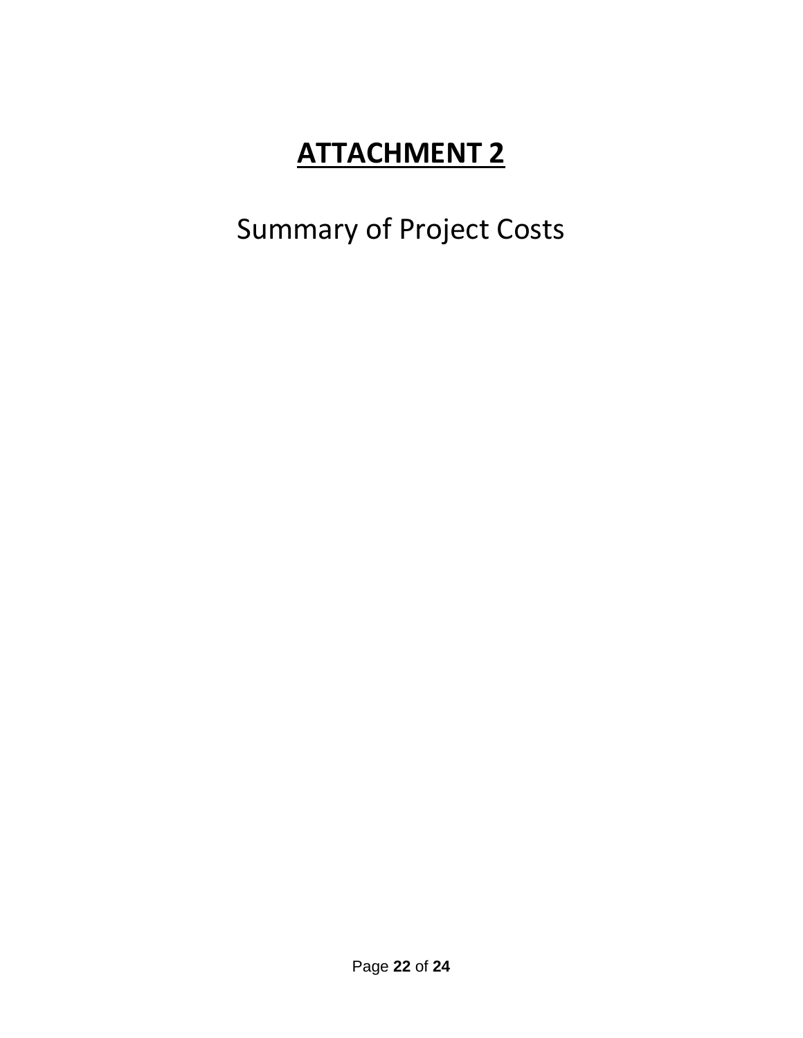# **ATTACHMENT 2**

Summary of Project Costs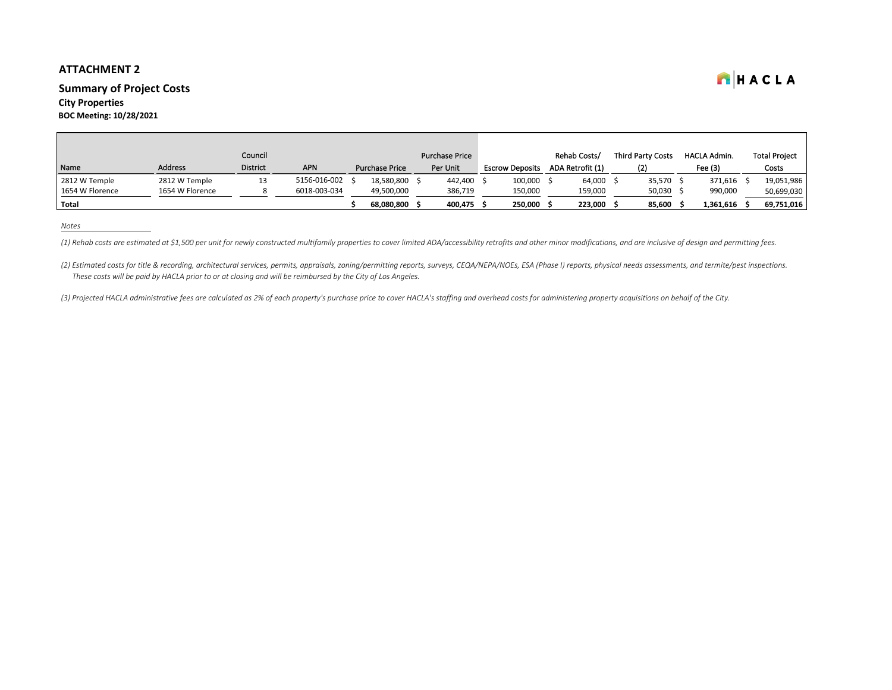## ATTACHMENT 2

### Summary of Project Costs

**City Properties**

**BOC Meeting: 10/28/2021**

| Name | Address | Council District | APN | Purchase Price | Purchase Price Per Unit | Escrow Deposits | Rehab Costs/ ADA Retrofit (1) | Third Party Costs (2) | HACLA Admin. Fee (3) | Total Project Costs |
|---|---|---|---|---|---|---|---|---|---|---|
| 2812 W Temple | 2812 W Temple | 13 | 5156-016-002 | $ 18,580,800 | $ 442,400 | $ 100,000 | $ 64,000 | $ 35,570 | $ 371,616 | $ 19,051,986 |
| 1654 W Florence | 1654 W Florence | 8 | 6018-003-034 | 49,500,000 | 386,719 | 150,000 | 159,000 | 50,030 | $ 990,000 | 50,699,030 |
| **Total** | | | | **$ 68,080,800** | **$ 400,475** | **$ 250,000** | **$ 223,000** | **$ 85,600** | **$ 1,361,616** | **$ 69,751,016** |

*Notes*

*(1) Rehab costs are estimated at $1,500 per unit for newly constructed multifamily properties to cover limited ADA/accessibility retrofits and other minor modifications, and are inclusive of design and permitting fees.*

*(2) Estimated costs for title & recording, architectural services, permits, appraisals, zoning/permitting reports, surveys, CEQA/NEPA/NOEs, ESA (Phase I) reports, physical needs assessments, and termite/pest inspections. These costs will be paid by HACLA prior to or at closing and will be reimbursed by the City of Los Angeles.*

*(3) Projected HACLA administrative fees are calculated as 2% of each property's purchase price to cover HACLA's staffing and overhead costs for administering property acquisitions on behalf of the City.*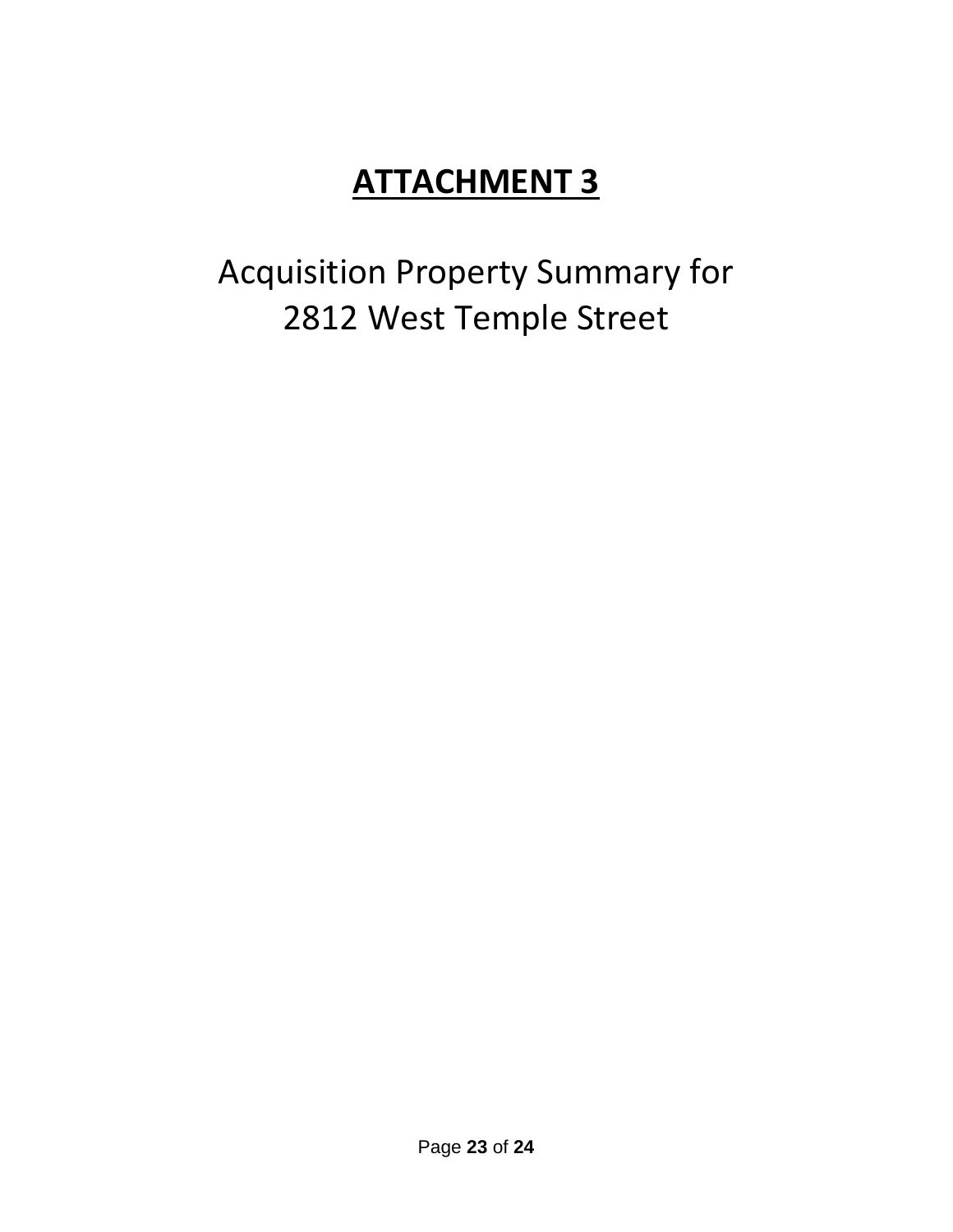# ATTACHMENT 3

Acquisition Property Summary for
2812 West Temple Street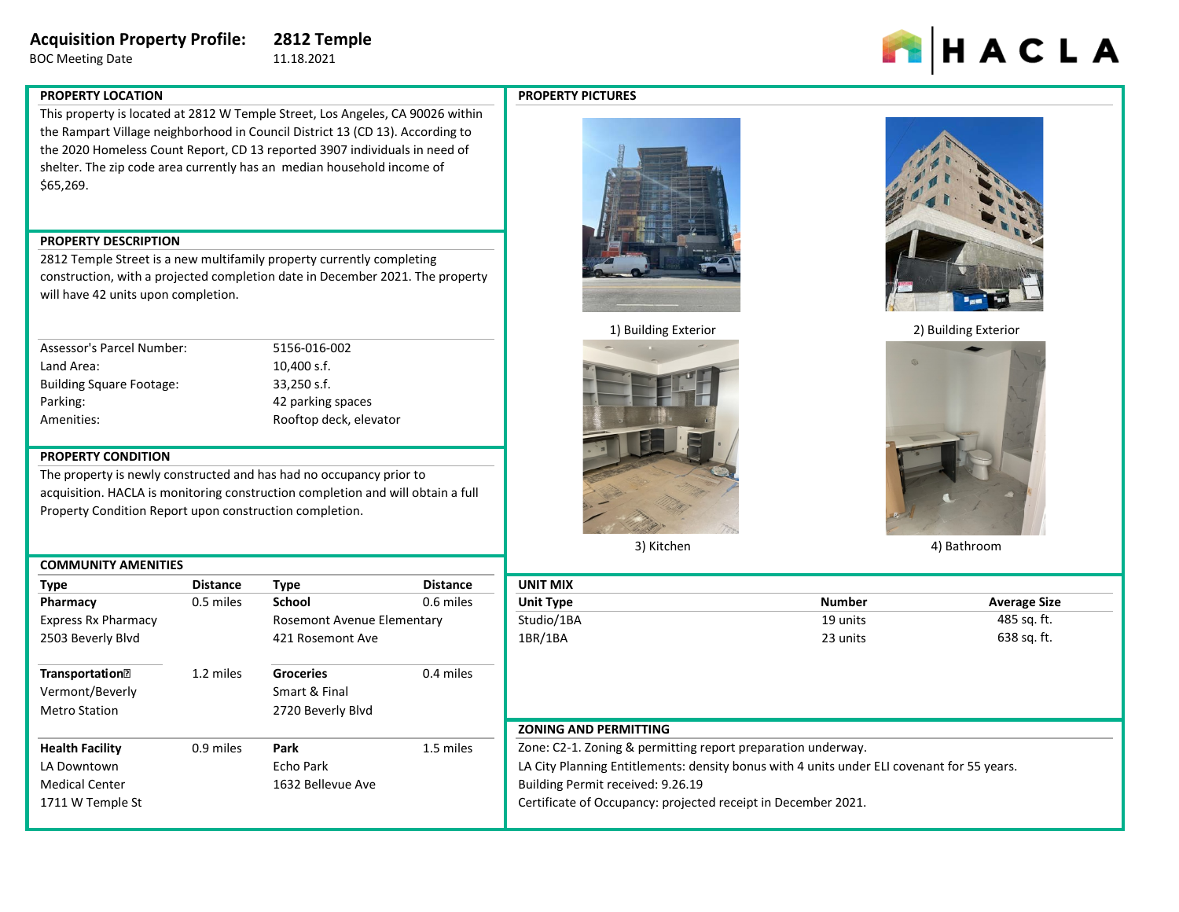# Acquisition Property Profile: 2812 Temple

BOC Meeting Date 11.18.2021

HACLA

## PROPERTY LOCATION

This property is located at 2812 W Temple Street, Los Angeles, CA 90026 within the Rampart Village neighborhood in Council District 13 (CD 13). According to the 2020 Homeless Count Report, CD 13 reported 3907 individuals in need of shelter. The zip code area currently has an median household income of $65,269.

## PROPERTY DESCRIPTION

2812 Temple Street is a new multifamily property currently completing construction, with a projected completion date in December 2021. The property will have 42 units upon completion.

| | |
|---|---|
| Assessor's Parcel Number: | 5156-016-002 |
| Land Area: | 10,400 s.f. |
| Building Square Footage: | 33,250 s.f. |
| Parking: | 42 parking spaces |
| Amenities: | Rooftop deck, elevator |

## PROPERTY CONDITION

The property is newly constructed and has had no occupancy prior to acquisition. HACLA is monitoring construction completion and will obtain a full Property Condition Report upon construction completion.

## COMMUNITY AMENITIES

| Type | Distance | Type | Distance |
|---|---|---|---|
| **Pharmacy** | 0.5 miles | **School** | 0.6 miles |
| Express Rx Pharmacy<br>2503 Beverly Blvd | | Rosemont Avenue Elementary<br>421 Rosemont Ave | |
| **Transportation** | 1.2 miles | **Groceries** | 0.4 miles |
| Vermont/Beverly<br>Metro Station | | Smart & Final<br>2720 Beverly Blvd | |
| **Health Facility** | 0.9 miles | **Park** | 1.5 miles |
| LA Downtown<br>Medical Center<br>1711 W Temple St | | Echo Park<br>1632 Bellevue Ave | |

## PROPERTY PICTURES

1) Building Exterior

2) Building Exterior

3) Kitchen

4) Bathroom

## UNIT MIX

| Unit Type | Number | Average Size |
|---|---|---|
| Studio/1BA | 19 units | 485 sq. ft. |
| 1BR/1BA | 23 units | 638 sq. ft. |

## ZONING AND PERMITTING

Zone: C2-1. Zoning & permitting report preparation underway.

LA City Planning Entitlements: density bonus with 4 units under ELI covenant for 55 years.

Building Permit received: 9.26.19

Certificate of Occupancy: projected receipt in December 2021.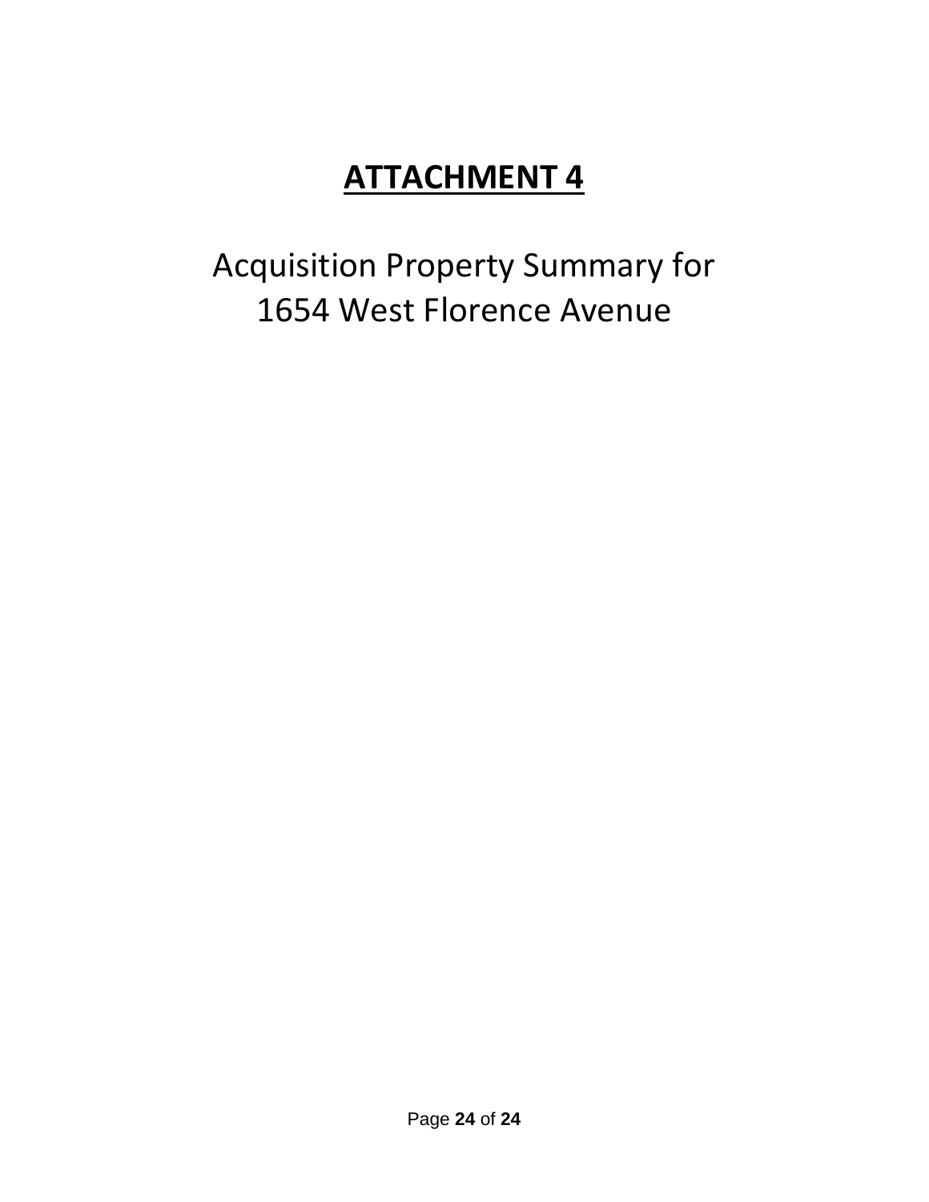# ATTACHMENT 4

Acquisition Property Summary for
1654 West Florence Avenue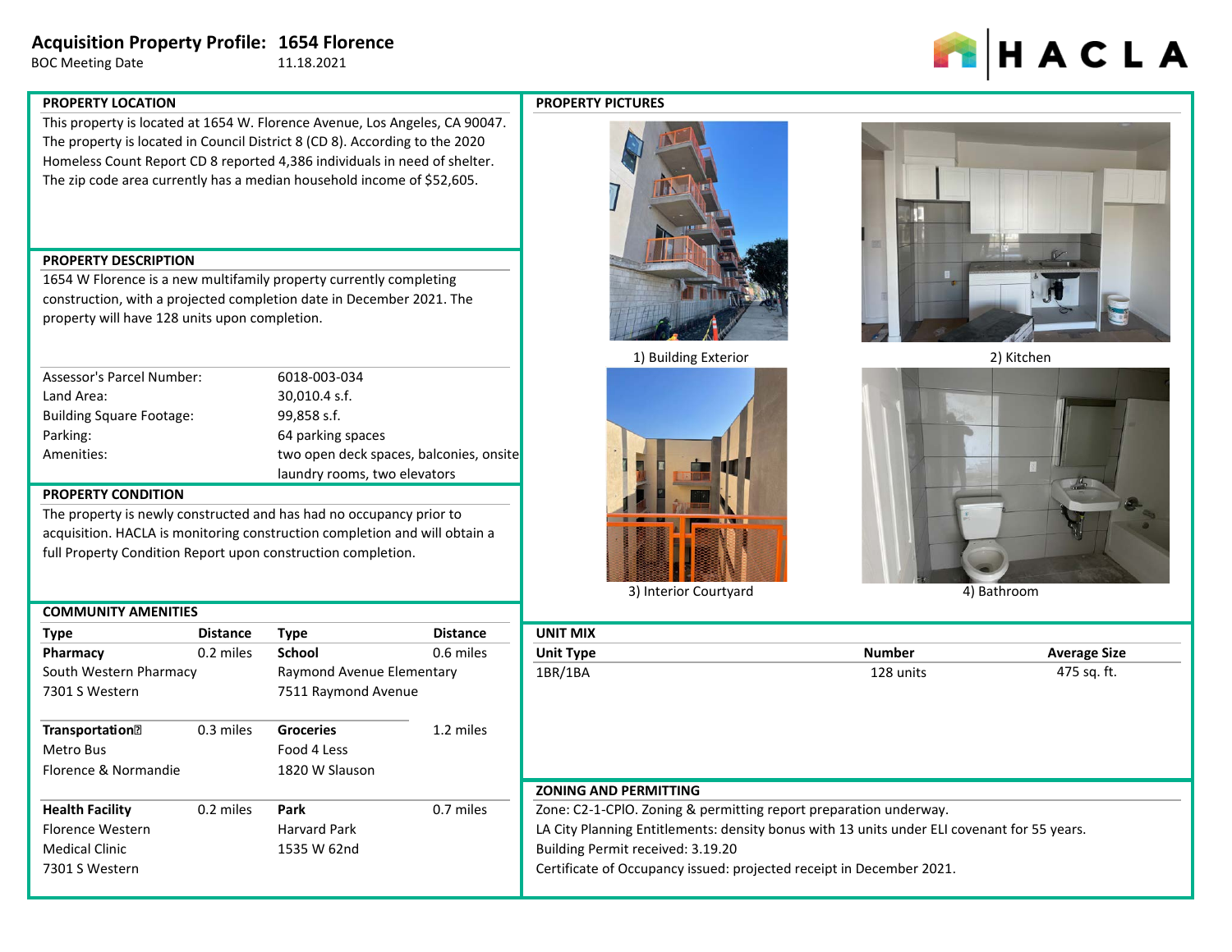# Acquisition Property Profile: 1654 Florence

BOC Meeting Date 11.18.2021

HACLA

## PROPERTY LOCATION

This property is located at 1654 W. Florence Avenue, Los Angeles, CA 90047. The property is located in Council District 8 (CD 8). According to the 2020 Homeless Count Report CD 8 reported 4,386 individuals in need of shelter. The zip code area currently has a median household income of $52,605.

## PROPERTY DESCRIPTION

1654 W Florence is a new multifamily property currently completing construction, with a projected completion date in December 2021. The property will have 128 units upon completion.

| | |
|---|---|
| Assessor's Parcel Number: | 6018-003-034 |
| Land Area: | 30,010.4 s.f. |
| Building Square Footage: | 99,858 s.f. |
| Parking: | 64 parking spaces |
| Amenities: | two open deck spaces, balconies, onsite laundry rooms, two elevators |

## PROPERTY CONDITION

The property is newly constructed and has had no occupancy prior to acquisition. HACLA is monitoring construction completion and will obtain a full Property Condition Report upon construction completion.

## COMMUNITY AMENITIES

| Type | Distance | Type | Distance |
|---|---|---|---|
| **Pharmacy** | 0.2 miles | **School** | 0.6 miles |
| South Western Pharmacy 7301 S Western | | Raymond Avenue Elementary 7511 Raymond Avenue | |
| **Transportation** | 0.3 miles | **Groceries** | 1.2 miles |
| Metro Bus Florence & Normandie | | Food 4 Less 1820 W Slauson | |
| **Health Facility** | 0.2 miles | **Park** | 0.7 miles |
| Florence Western Medical Clinic 7301 S Western | | Harvard Park 1535 W 62nd | |

## PROPERTY PICTURES

1) Building Exterior

2) Kitchen

3) Interior Courtyard

4) Bathroom

## UNIT MIX

| Unit Type | Number | Average Size |
|---|---|---|
| 1BR/1BA | 128 units | 475 sq. ft. |

## ZONING AND PERMITTING

Zone: C2-1-CPIO. Zoning & permitting report preparation underway.

LA City Planning Entitlements: density bonus with 13 units under ELI covenant for 55 years.

Building Permit received: 3.19.20

Certificate of Occupancy issued: projected receipt in December 2021.